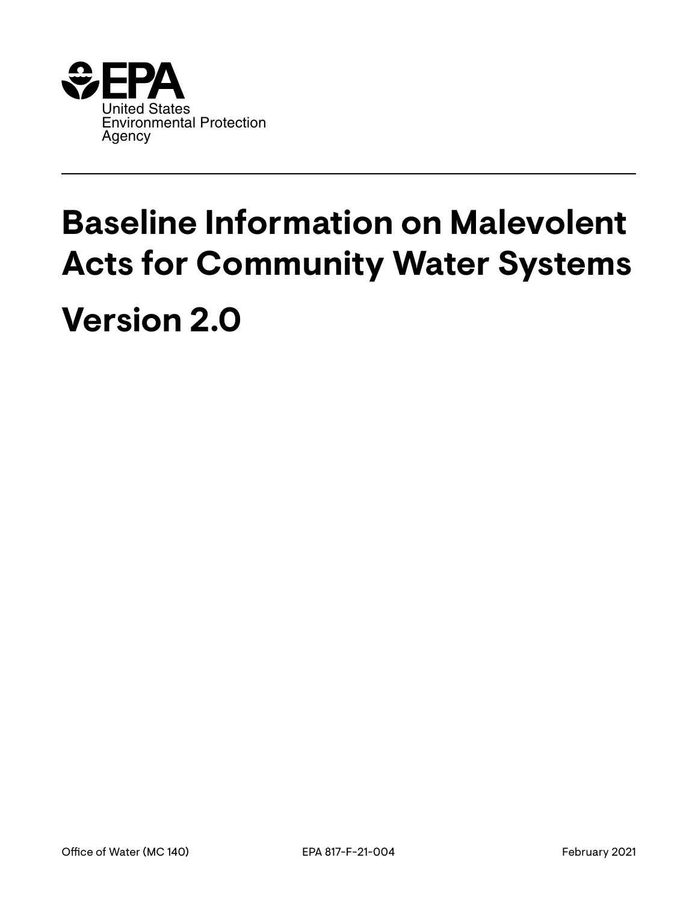EPA
United States
Environmental Protection
Agency

# Baseline Information on Malevolent Acts for Community Water Systems

# Version 2.0

Office of Water (MC 140) EPA 817-F-21-004 February 2021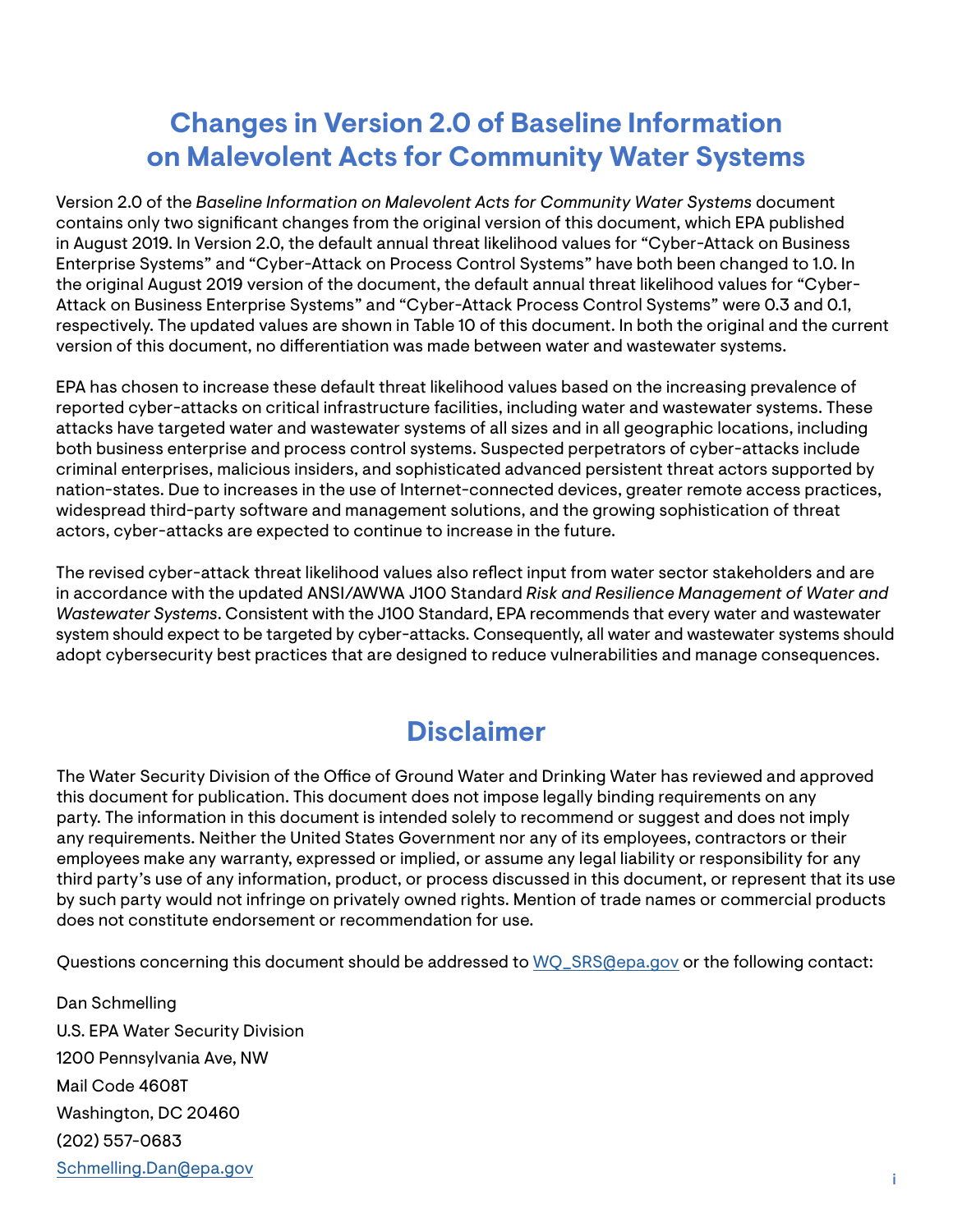# Changes in Version 2.0 of Baseline Information on Malevolent Acts for Community Water Systems

Version 2.0 of the *Baseline Information on Malevolent Acts for Community Water Systems* document contains only two significant changes from the original version of this document, which EPA published in August 2019. In Version 2.0, the default annual threat likelihood values for "Cyber-Attack on Business Enterprise Systems" and "Cyber-Attack on Process Control Systems" have both been changed to 1.0. In the original August 2019 version of the document, the default annual threat likelihood values for "Cyber-Attack on Business Enterprise Systems" and "Cyber-Attack Process Control Systems" were 0.3 and 0.1, respectively. The updated values are shown in Table 10 of this document. In both the original and the current version of this document, no differentiation was made between water and wastewater systems.

EPA has chosen to increase these default threat likelihood values based on the increasing prevalence of reported cyber-attacks on critical infrastructure facilities, including water and wastewater systems. These attacks have targeted water and wastewater systems of all sizes and in all geographic locations, including both business enterprise and process control systems. Suspected perpetrators of cyber-attacks include criminal enterprises, malicious insiders, and sophisticated advanced persistent threat actors supported by nation-states. Due to increases in the use of Internet-connected devices, greater remote access practices, widespread third-party software and management solutions, and the growing sophistication of threat actors, cyber-attacks are expected to continue to increase in the future.

The revised cyber-attack threat likelihood values also reflect input from water sector stakeholders and are in accordance with the updated ANSI/AWWA J100 Standard *Risk and Resilience Management of Water and Wastewater Systems*. Consistent with the J100 Standard, EPA recommends that every water and wastewater system should expect to be targeted by cyber-attacks. Consequently, all water and wastewater systems should adopt cybersecurity best practices that are designed to reduce vulnerabilities and manage consequences.

# Disclaimer

The Water Security Division of the Office of Ground Water and Drinking Water has reviewed and approved this document for publication. This document does not impose legally binding requirements on any party. The information in this document is intended solely to recommend or suggest and does not imply any requirements. Neither the United States Government nor any of its employees, contractors or their employees make any warranty, expressed or implied, or assume any legal liability or responsibility for any third party's use of any information, product, or process discussed in this document, or represent that its use by such party would not infringe on privately owned rights. Mention of trade names or commercial products does not constitute endorsement or recommendation for use.

Questions concerning this document should be addressed to WQ_SRS@epa.gov or the following contact:

Dan Schmelling
U.S. EPA Water Security Division
1200 Pennsylvania Ave, NW
Mail Code 4608T
Washington, DC 20460
(202) 557-0683
Schmelling.Dan@epa.gov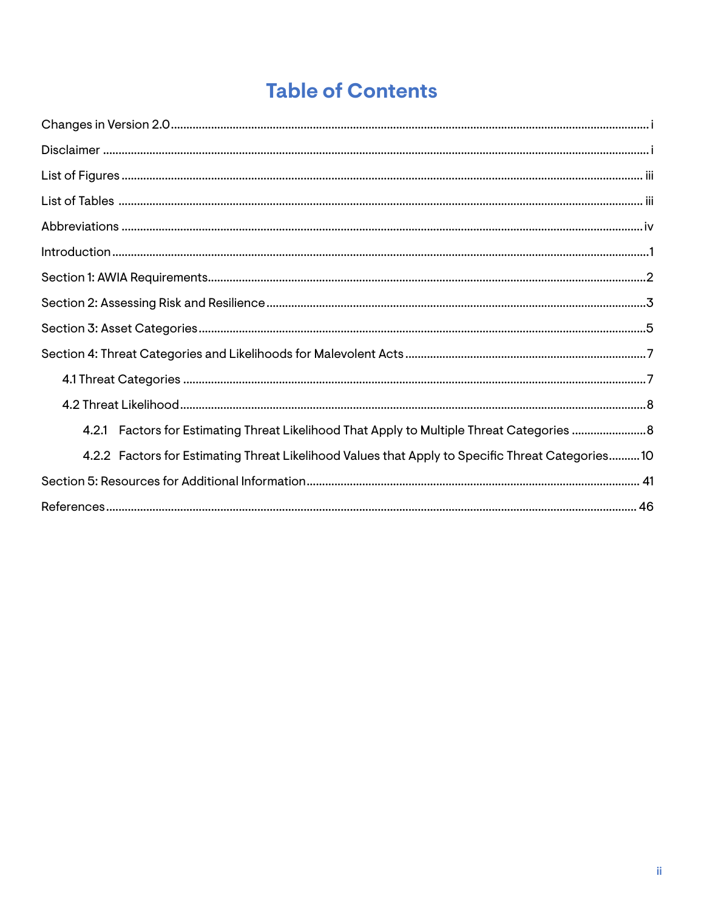# Table of Contents

Changes in Version 2.0 ........ i

Disclaimer ........ i

List of Figures ........ iii

List of Tables ........ iii

Abbreviations ........ iv

Introduction ........ 1

Section 1: AWIA Requirements ........ 2

Section 2: Assessing Risk and Resilience ........ 3

Section 3: Asset Categories ........ 5

Section 4: Threat Categories and Likelihoods for Malevolent Acts ........ 7

- 4.1 Threat Categories ........ 7
- 4.2 Threat Likelihood ........ 8
  - 4.2.1 Factors for Estimating Threat Likelihood That Apply to Multiple Threat Categories ........ 8
  - 4.2.2 Factors for Estimating Threat Likelihood Values that Apply to Specific Threat Categories ........ 10

Section 5: Resources for Additional Information ........ 41

References ........ 46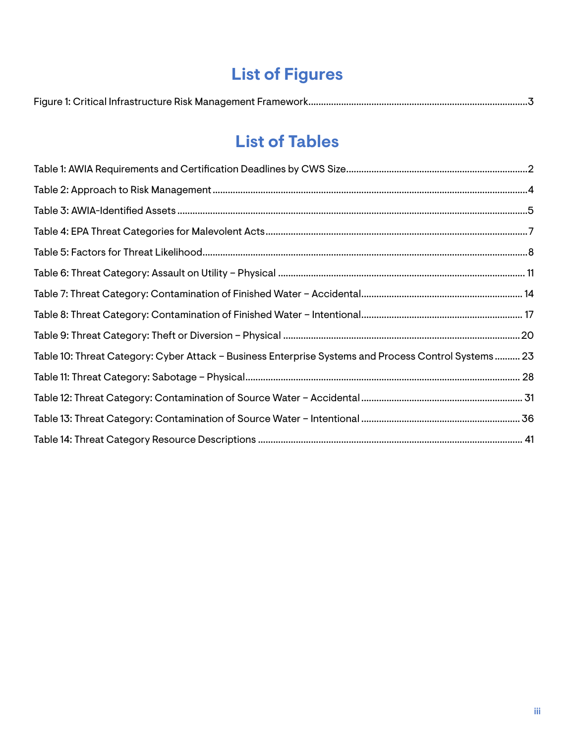# List of Figures

Figure 1: Critical Infrastructure Risk Management Framework......3

# List of Tables

Table 1: AWIA Requirements and Certification Deadlines by CWS Size......2

Table 2: Approach to Risk Management......4

Table 3: AWIA-Identified Assets......5

Table 4: EPA Threat Categories for Malevolent Acts......7

Table 5: Factors for Threat Likelihood......8

Table 6: Threat Category: Assault on Utility – Physical......11

Table 7: Threat Category: Contamination of Finished Water – Accidental......14

Table 8: Threat Category: Contamination of Finished Water – Intentional......17

Table 9: Threat Category: Theft or Diversion – Physical......20

Table 10: Threat Category: Cyber Attack – Business Enterprise Systems and Process Control Systems......23

Table 11: Threat Category: Sabotage – Physical......28

Table 12: Threat Category: Contamination of Source Water – Accidental......31

Table 13: Threat Category: Contamination of Source Water – Intentional......36

Table 14: Threat Category Resource Descriptions......41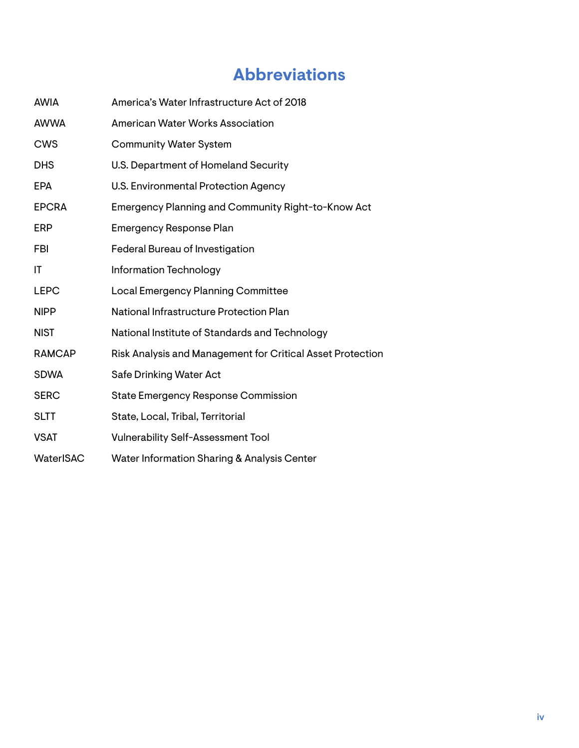# Abbreviations

| | |
|---|---|
| AWIA | America's Water Infrastructure Act of 2018 |
| AWWA | American Water Works Association |
| CWS | Community Water System |
| DHS | U.S. Department of Homeland Security |
| EPA | U.S. Environmental Protection Agency |
| EPCRA | Emergency Planning and Community Right-to-Know Act |
| ERP | Emergency Response Plan |
| FBI | Federal Bureau of Investigation |
| IT | Information Technology |
| LEPC | Local Emergency Planning Committee |
| NIPP | National Infrastructure Protection Plan |
| NIST | National Institute of Standards and Technology |
| RAMCAP | Risk Analysis and Management for Critical Asset Protection |
| SDWA | Safe Drinking Water Act |
| SERC | State Emergency Response Commission |
| SLTT | State, Local, Tribal, Territorial |
| VSAT | Vulnerability Self-Assessment Tool |
| WaterISAC | Water Information Sharing & Analysis Center |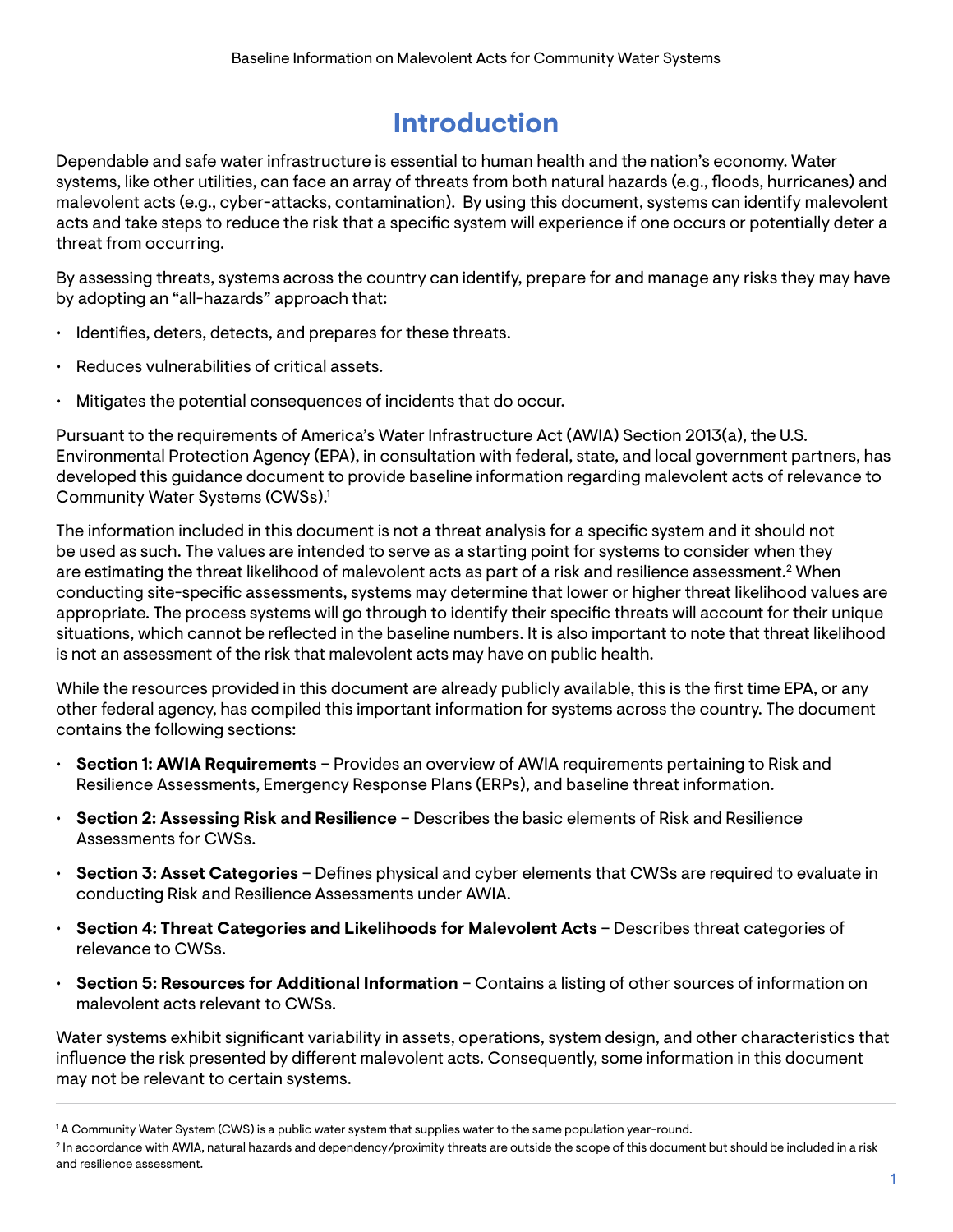# Introduction

Dependable and safe water infrastructure is essential to human health and the nation's economy. Water systems, like other utilities, can face an array of threats from both natural hazards (e.g., floods, hurricanes) and malevolent acts (e.g., cyber-attacks, contamination). By using this document, systems can identify malevolent acts and take steps to reduce the risk that a specific system will experience if one occurs or potentially deter a threat from occurring.

By assessing threats, systems across the country can identify, prepare for and manage any risks they may have by adopting an "all-hazards" approach that:

- Identifies, deters, detects, and prepares for these threats.
- Reduces vulnerabilities of critical assets.
- Mitigates the potential consequences of incidents that do occur.

Pursuant to the requirements of America's Water Infrastructure Act (AWIA) Section 2013(a), the U.S. Environmental Protection Agency (EPA), in consultation with federal, state, and local government partners, has developed this guidance document to provide baseline information regarding malevolent acts of relevance to Community Water Systems (CWSs).[1]

The information included in this document is not a threat analysis for a specific system and it should not be used as such. The values are intended to serve as a starting point for systems to consider when they are estimating the threat likelihood of malevolent acts as part of a risk and resilience assessment.[2] When conducting site-specific assessments, systems may determine that lower or higher threat likelihood values are appropriate. The process systems will go through to identify their specific threats will account for their unique situations, which cannot be reflected in the baseline numbers. It is also important to note that threat likelihood is not an assessment of the risk that malevolent acts may have on public health.

While the resources provided in this document are already publicly available, this is the first time EPA, or any other federal agency, has compiled this important information for systems across the country. The document contains the following sections:

- **Section 1: AWIA Requirements** – Provides an overview of AWIA requirements pertaining to Risk and Resilience Assessments, Emergency Response Plans (ERPs), and baseline threat information.
- **Section 2: Assessing Risk and Resilience** – Describes the basic elements of Risk and Resilience Assessments for CWSs.
- **Section 3: Asset Categories** – Defines physical and cyber elements that CWSs are required to evaluate in conducting Risk and Resilience Assessments under AWIA.
- **Section 4: Threat Categories and Likelihoods for Malevolent Acts** – Describes threat categories of relevance to CWSs.
- **Section 5: Resources for Additional Information** – Contains a listing of other sources of information on malevolent acts relevant to CWSs.

Water systems exhibit significant variability in assets, operations, system design, and other characteristics that influence the risk presented by different malevolent acts. Consequently, some information in this document may not be relevant to certain systems.

---

[1] A Community Water System (CWS) is a public water system that supplies water to the same population year-round.

[2] In accordance with AWIA, natural hazards and dependency/proximity threats are outside the scope of this document but should be included in a risk and resilience assessment.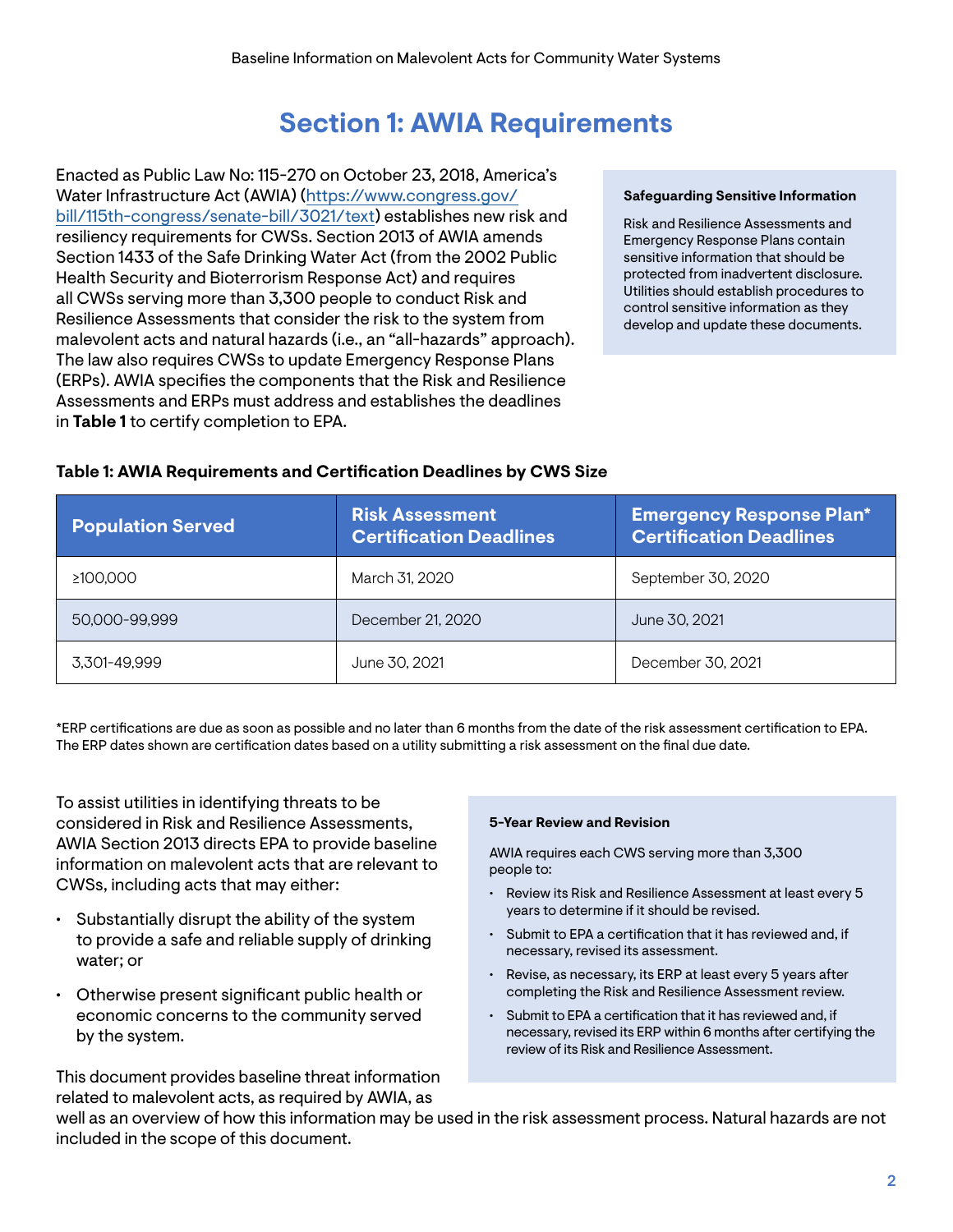# Section 1: AWIA Requirements

Enacted as Public Law No: 115-270 on October 23, 2018, America's Water Infrastructure Act (AWIA) (https://www.congress.gov/bill/115th-congress/senate-bill/3021/text) establishes new risk and resiliency requirements for CWSs. Section 2013 of AWIA amends Section 1433 of the Safe Drinking Water Act (from the 2002 Public Health Security and Bioterrorism Response Act) and requires all CWSs serving more than 3,300 people to conduct Risk and Resilience Assessments that consider the risk to the system from malevolent acts and natural hazards (i.e., an "all-hazards" approach). The law also requires CWSs to update Emergency Response Plans (ERPs). AWIA specifies the components that the Risk and Resilience Assessments and ERPs must address and establishes the deadlines in **Table 1** to certify completion to EPA.

**Safeguarding Sensitive Information**

Risk and Resilience Assessments and Emergency Response Plans contain sensitive information that should be protected from inadvertent disclosure. Utilities should establish procedures to control sensitive information as they develop and update these documents.

**Table 1: AWIA Requirements and Certification Deadlines by CWS Size**

| Population Served | Risk Assessment Certification Deadlines | Emergency Response Plan* Certification Deadlines |
|---|---|---|
| ≥100,000 | March 31, 2020 | September 30, 2020 |
| 50,000-99,999 | December 21, 2020 | June 30, 2021 |
| 3,301-49,999 | June 30, 2021 | December 30, 2021 |

*ERP certifications are due as soon as possible and no later than 6 months from the date of the risk assessment certification to EPA. The ERP dates shown are certification dates based on a utility submitting a risk assessment on the final due date.

To assist utilities in identifying threats to be considered in Risk and Resilience Assessments, AWIA Section 2013 directs EPA to provide baseline information on malevolent acts that are relevant to CWSs, including acts that may either:

- Substantially disrupt the ability of the system to provide a safe and reliable supply of drinking water; or
- Otherwise present significant public health or economic concerns to the community served by the system.

This document provides baseline threat information related to malevolent acts, as required by AWIA, as well as an overview of how this information may be used in the risk assessment process. Natural hazards are not included in the scope of this document.

**5-Year Review and Revision**

AWIA requires each CWS serving more than 3,300 people to:

- Review its Risk and Resilience Assessment at least every 5 years to determine if it should be revised.
- Submit to EPA a certification that it has reviewed and, if necessary, revised its assessment.
- Revise, as necessary, its ERP at least every 5 years after completing the Risk and Resilience Assessment review.
- Submit to EPA a certification that it has reviewed and, if necessary, revised its ERP within 6 months after certifying the review of its Risk and Resilience Assessment.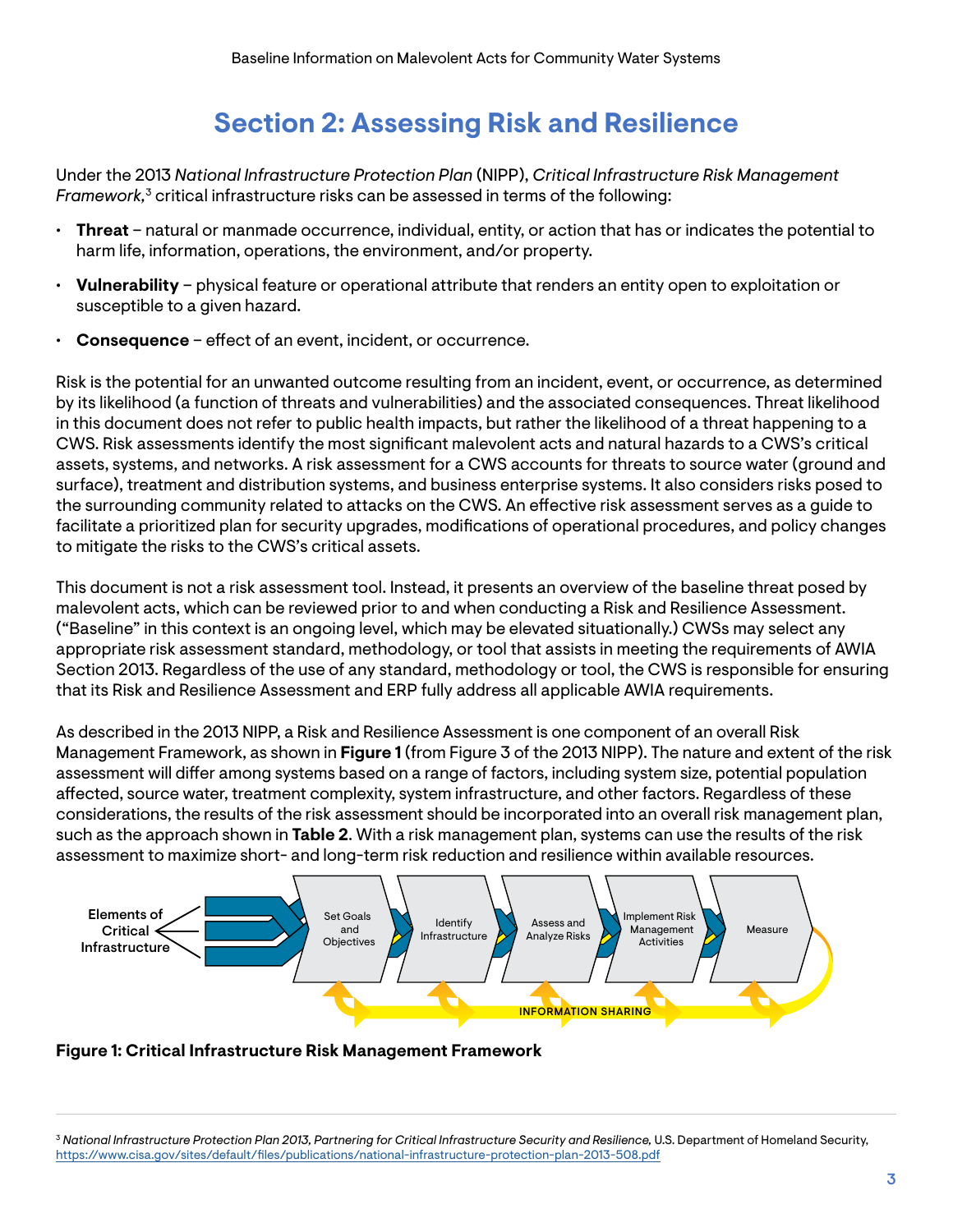# Section 2: Assessing Risk and Resilience

Under the 2013 *National Infrastructure Protection Plan* (NIPP), *Critical Infrastructure Risk Management Framework*,[3] critical infrastructure risks can be assessed in terms of the following:

- **Threat** – natural or manmade occurrence, individual, entity, or action that has or indicates the potential to harm life, information, operations, the environment, and/or property.
- **Vulnerability** – physical feature or operational attribute that renders an entity open to exploitation or susceptible to a given hazard.
- **Consequence** – effect of an event, incident, or occurrence.

Risk is the potential for an unwanted outcome resulting from an incident, event, or occurrence, as determined by its likelihood (a function of threats and vulnerabilities) and the associated consequences. Threat likelihood in this document does not refer to public health impacts, but rather the likelihood of a threat happening to a CWS. Risk assessments identify the most significant malevolent acts and natural hazards to a CWS's critical assets, systems, and networks. A risk assessment for a CWS accounts for threats to source water (ground and surface), treatment and distribution systems, and business enterprise systems. It also considers risks posed to the surrounding community related to attacks on the CWS. An effective risk assessment serves as a guide to facilitate a prioritized plan for security upgrades, modifications of operational procedures, and policy changes to mitigate the risks to the CWS's critical assets.

This document is not a risk assessment tool. Instead, it presents an overview of the baseline threat posed by malevolent acts, which can be reviewed prior to and when conducting a Risk and Resilience Assessment. ("Baseline" in this context is an ongoing level, which may be elevated situationally.) CWSs may select any appropriate risk assessment standard, methodology, or tool that assists in meeting the requirements of AWIA Section 2013. Regardless of the use of any standard, methodology or tool, the CWS is responsible for ensuring that its Risk and Resilience Assessment and ERP fully address all applicable AWIA requirements.

As described in the 2013 NIPP, a Risk and Resilience Assessment is one component of an overall Risk Management Framework, as shown in **Figure 1** (from Figure 3 of the 2013 NIPP). The nature and extent of the risk assessment will differ among systems based on a range of factors, including system size, potential population affected, source water, treatment complexity, system infrastructure, and other factors. Regardless of these considerations, the results of the risk assessment should be incorporated into an overall risk management plan, such as the approach shown in **Table 2**. With a risk management plan, systems can use the results of the risk assessment to maximize short- and long-term risk reduction and resilience within available resources.

Elements of Critical Infrastructure → Set Goals and Objectives → Identify Infrastructure → Assess and Analyze Risks → Implement Risk Management Activities → Measure

INFORMATION SHARING

**Figure 1: Critical Infrastructure Risk Management Framework**

[3] *National Infrastructure Protection Plan 2013, Partnering for Critical Infrastructure Security and Resilience,* U.S. Department of Homeland Security, https://www.cisa.gov/sites/default/files/publications/national-infrastructure-protection-plan-2013-508.pdf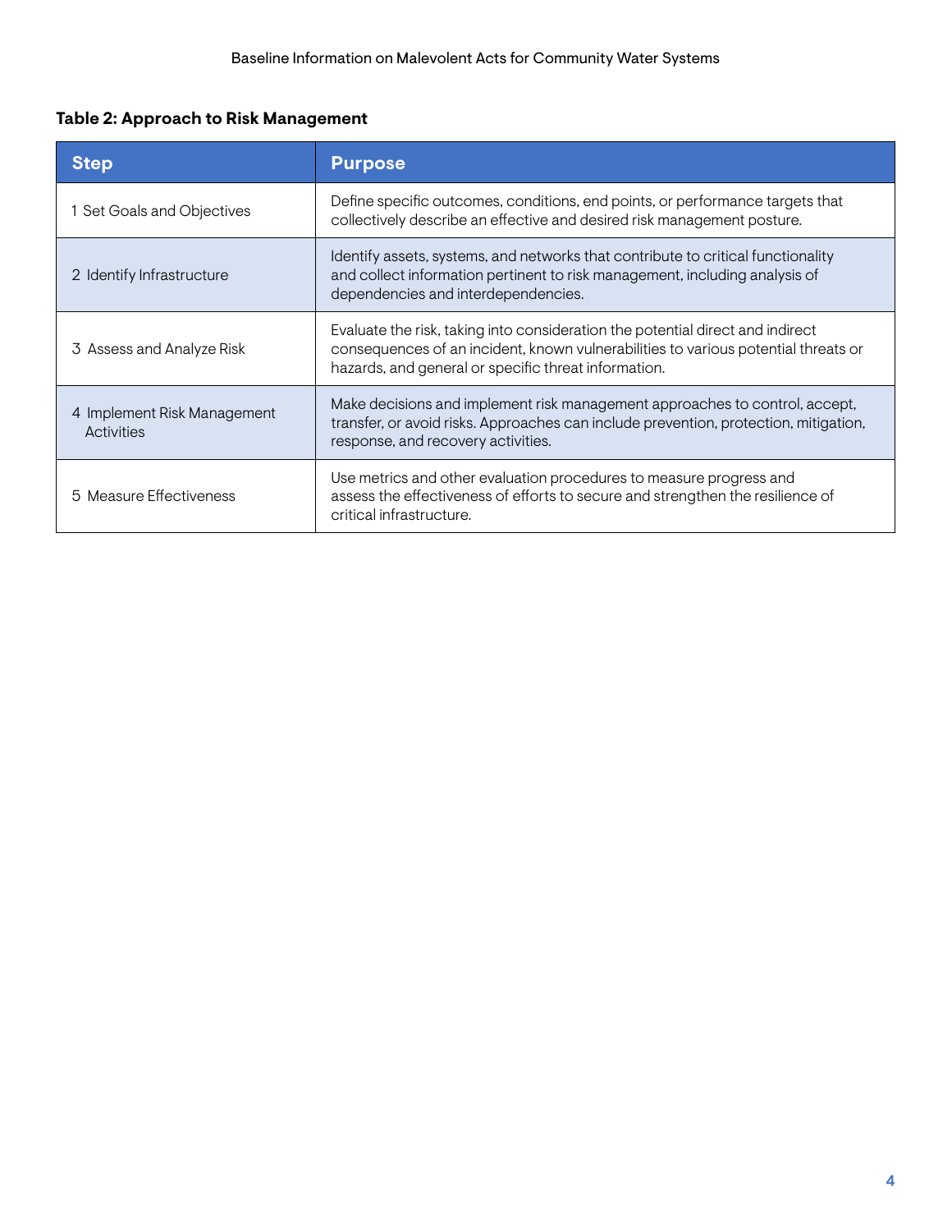**Table 2: Approach to Risk Management**

| Step | Purpose |
|---|---|
| 1 Set Goals and Objectives | Define specific outcomes, conditions, end points, or performance targets that collectively describe an effective and desired risk management posture. |
| 2 Identify Infrastructure | Identify assets, systems, and networks that contribute to critical functionality and collect information pertinent to risk management, including analysis of dependencies and interdependencies. |
| 3 Assess and Analyze Risk | Evaluate the risk, taking into consideration the potential direct and indirect consequences of an incident, known vulnerabilities to various potential threats or hazards, and general or specific threat information. |
| 4 Implement Risk Management Activities | Make decisions and implement risk management approaches to control, accept, transfer, or avoid risks. Approaches can include prevention, protection, mitigation, response, and recovery activities. |
| 5 Measure Effectiveness | Use metrics and other evaluation procedures to measure progress and assess the effectiveness of efforts to secure and strengthen the resilience of critical infrastructure. |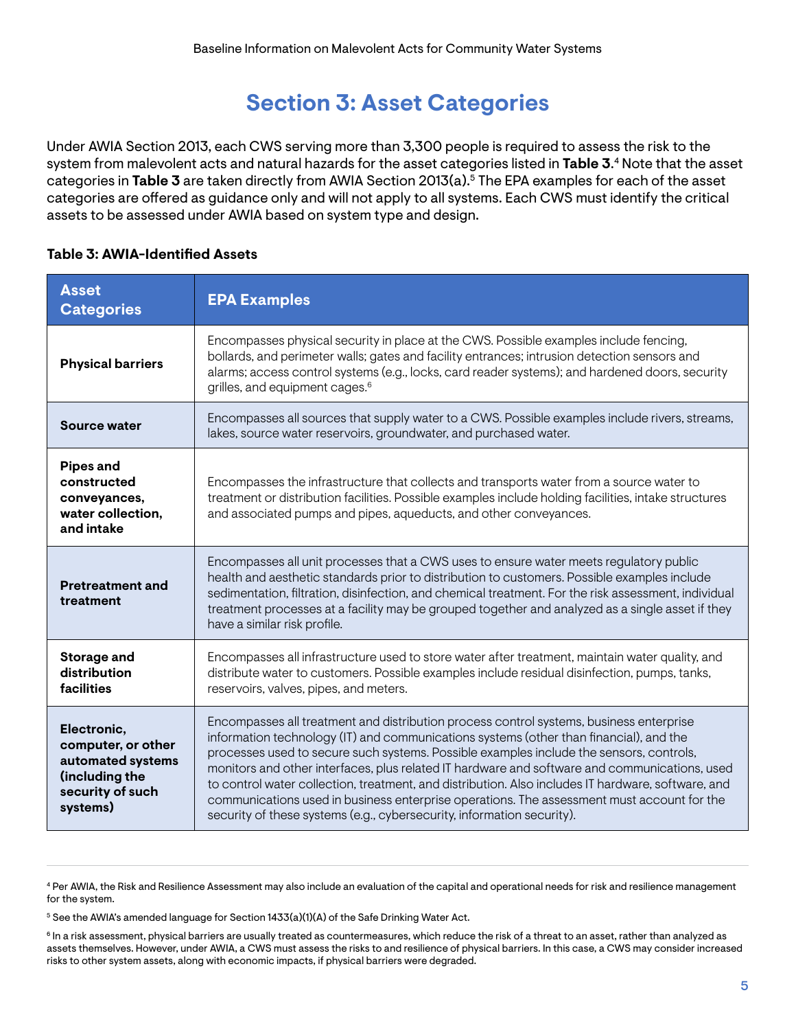# Section 3: Asset Categories

Under AWIA Section 2013, each CWS serving more than 3,300 people is required to assess the risk to the system from malevolent acts and natural hazards for the asset categories listed in **Table 3**.[4] Note that the asset categories in **Table 3** are taken directly from AWIA Section 2013(a).[5] The EPA examples for each of the asset categories are offered as guidance only and will not apply to all systems. Each CWS must identify the critical assets to be assessed under AWIA based on system type and design.

**Table 3: AWIA-Identified Assets**

| Asset Categories | EPA Examples |
|---|---|
| **Physical barriers** | Encompasses physical security in place at the CWS. Possible examples include fencing, bollards, and perimeter walls; gates and facility entrances; intrusion detection sensors and alarms; access control systems (e.g., locks, card reader systems); and hardened doors, security grilles, and equipment cages.[6] |
| **Source water** | Encompasses all sources that supply water to a CWS. Possible examples include rivers, streams, lakes, source water reservoirs, groundwater, and purchased water. |
| **Pipes and constructed conveyances, water collection, and intake** | Encompasses the infrastructure that collects and transports water from a source water to treatment or distribution facilities. Possible examples include holding facilities, intake structures and associated pumps and pipes, aqueducts, and other conveyances. |
| **Pretreatment and treatment** | Encompasses all unit processes that a CWS uses to ensure water meets regulatory public health and aesthetic standards prior to distribution to customers. Possible examples include sedimentation, filtration, disinfection, and chemical treatment. For the risk assessment, individual treatment processes at a facility may be grouped together and analyzed as a single asset if they have a similar risk profile. |
| **Storage and distribution facilities** | Encompasses all infrastructure used to store water after treatment, maintain water quality, and distribute water to customers. Possible examples include residual disinfection, pumps, tanks, reservoirs, valves, pipes, and meters. |
| **Electronic, computer, or other automated systems (including the security of such systems)** | Encompasses all treatment and distribution process control systems, business enterprise information technology (IT) and communications systems (other than financial), and the processes used to secure such systems. Possible examples include the sensors, controls, monitors and other interfaces, plus related IT hardware and software and communications, used to control water collection, treatment, and distribution. Also includes IT hardware, software, and communications used in business enterprise operations. The assessment must account for the security of these systems (e.g., cybersecurity, information security). |

[4] Per AWIA, the Risk and Resilience Assessment may also include an evaluation of the capital and operational needs for risk and resilience management for the system.

[5] See the AWIA's amended language for Section 1433(a)(1)(A) of the Safe Drinking Water Act.

[6] In a risk assessment, physical barriers are usually treated as countermeasures, which reduce the risk of a threat to an asset, rather than analyzed as assets themselves. However, under AWIA, a CWS must assess the risks to and resilience of physical barriers. In this case, a CWS may consider increased risks to other system assets, along with economic impacts, if physical barriers were degraded.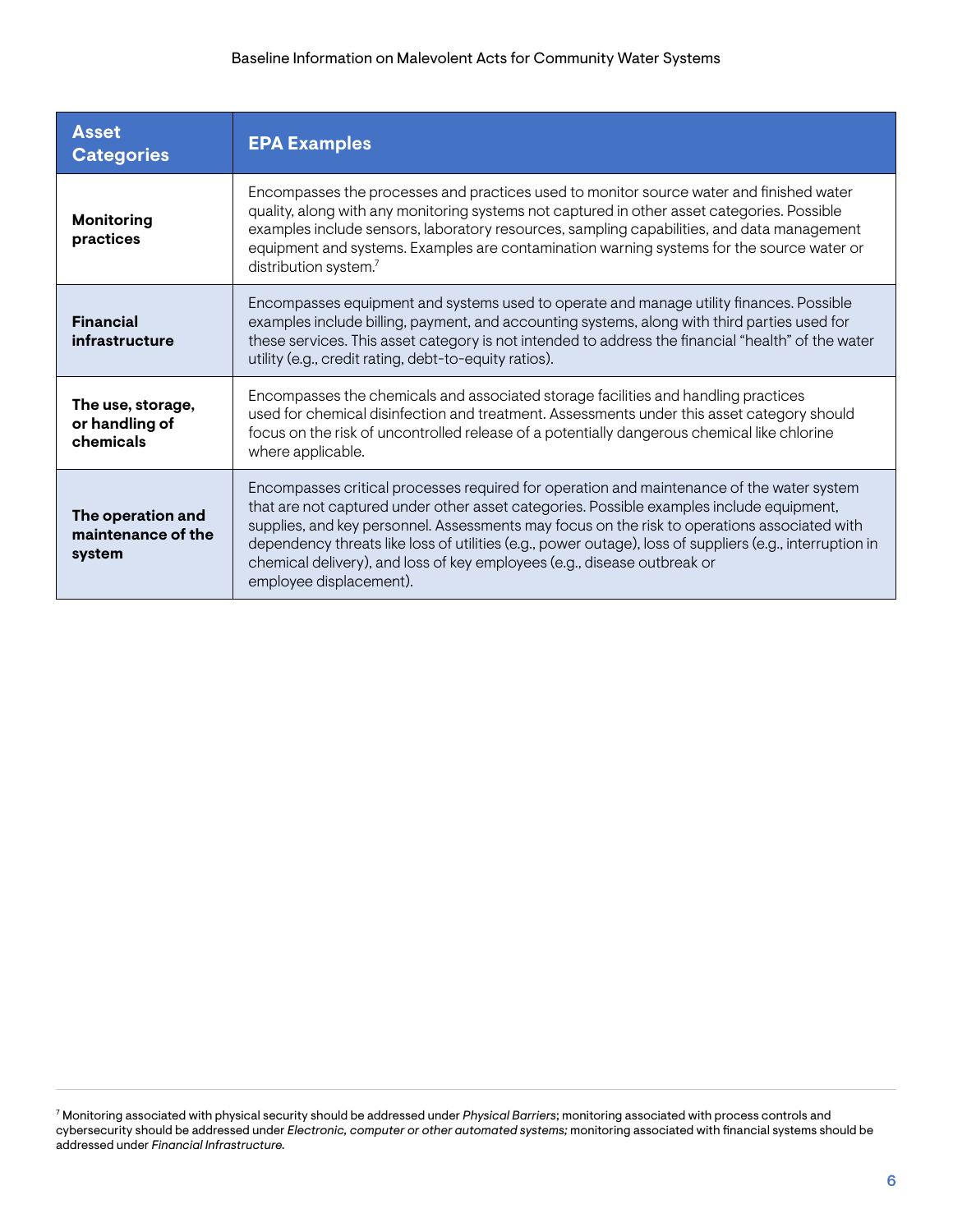| Asset Categories | EPA Examples |
|---|---|
| **Monitoring practices** | Encompasses the processes and practices used to monitor source water and finished water quality, along with any monitoring systems not captured in other asset categories. Possible examples include sensors, laboratory resources, sampling capabilities, and data management equipment and systems. Examples are contamination warning systems for the source water or distribution system.[7] |
| **Financial infrastructure** | Encompasses equipment and systems used to operate and manage utility finances. Possible examples include billing, payment, and accounting systems, along with third parties used for these services. This asset category is not intended to address the financial "health" of the water utility (e.g., credit rating, debt-to-equity ratios). |
| **The use, storage, or handling of chemicals** | Encompasses the chemicals and associated storage facilities and handling practices used for chemical disinfection and treatment. Assessments under this asset category should focus on the risk of uncontrolled release of a potentially dangerous chemical like chlorine where applicable. |
| **The operation and maintenance of the system** | Encompasses critical processes required for operation and maintenance of the water system that are not captured under other asset categories. Possible examples include equipment, supplies, and key personnel. Assessments may focus on the risk to operations associated with dependency threats like loss of utilities (e.g., power outage), loss of suppliers (e.g., interruption in chemical delivery), and loss of key employees (e.g., disease outbreak or employee displacement). |

[7] Monitoring associated with physical security should be addressed under *Physical Barriers*; monitoring associated with process controls and cybersecurity should be addressed under *Electronic, computer or other automated systems;* monitoring associated with financial systems should be addressed under *Financial Infrastructure*.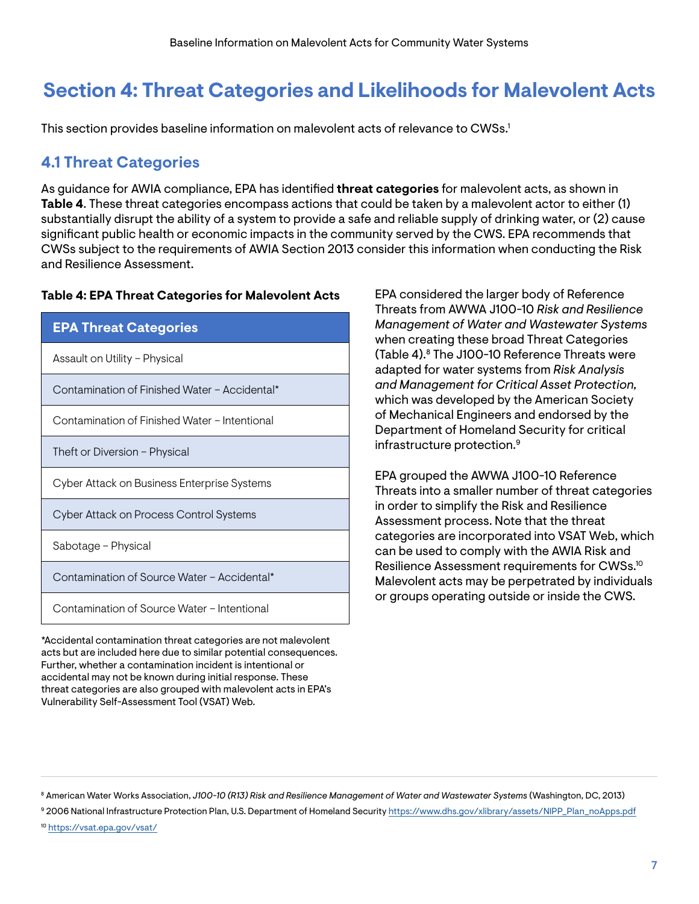# Section 4: Threat Categories and Likelihoods for Malevolent Acts

This section provides baseline information on malevolent acts of relevance to CWSs.[1]

## 4.1 Threat Categories

As guidance for AWIA compliance, EPA has identified **threat categories** for malevolent acts, as shown in **Table 4**. These threat categories encompass actions that could be taken by a malevolent actor to either (1) substantially disrupt the ability of a system to provide a safe and reliable supply of drinking water, or (2) cause significant public health or economic impacts in the community served by the CWS. EPA recommends that CWSs subject to the requirements of AWIA Section 2013 consider this information when conducting the Risk and Resilience Assessment.

**Table 4: EPA Threat Categories for Malevolent Acts**

| EPA Threat Categories |
|---|
| Assault on Utility – Physical |
| Contamination of Finished Water – Accidental* |
| Contamination of Finished Water – Intentional |
| Theft or Diversion – Physical |
| Cyber Attack on Business Enterprise Systems |
| Cyber Attack on Process Control Systems |
| Sabotage – Physical |
| Contamination of Source Water – Accidental* |
| Contamination of Source Water – Intentional |

*Accidental contamination threat categories are not malevolent acts but are included here due to similar potential consequences. Further, whether a contamination incident is intentional or accidental may not be known during initial response. These threat categories are also grouped with malevolent acts in EPA's Vulnerability Self-Assessment Tool (VSAT) Web.

EPA considered the larger body of Reference Threats from AWWA J100-10 *Risk and Resilience Management of Water and Wastewater Systems* when creating these broad Threat Categories (Table 4).[8] The J100-10 Reference Threats were adapted for water systems from *Risk Analysis and Management for Critical Asset Protection,* which was developed by the American Society of Mechanical Engineers and endorsed by the Department of Homeland Security for critical infrastructure protection.[9]

EPA grouped the AWWA J100-10 Reference Threats into a smaller number of threat categories in order to simplify the Risk and Resilience Assessment process. Note that the threat categories are incorporated into VSAT Web, which can be used to comply with the AWIA Risk and Resilience Assessment requirements for CWSs.[10] Malevolent acts may be perpetrated by individuals or groups operating outside or inside the CWS.

---

[8] American Water Works Association, *J100-10 (R13) Risk and Resilience Management of Water and Wastewater Systems* (Washington, DC, 2013)

[9] 2006 National Infrastructure Protection Plan, U.S. Department of Homeland Security https://www.dhs.gov/xlibrary/assets/NIPP_Plan_noApps.pdf

[10] https://vsat.epa.gov/vsat/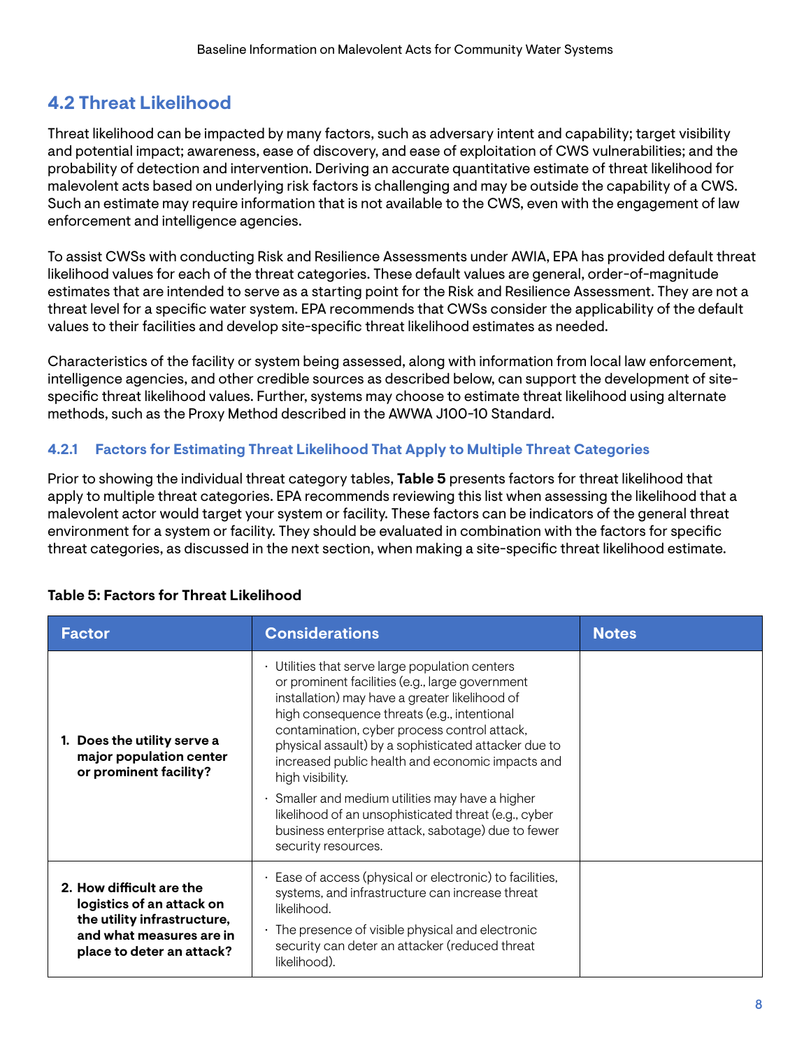## 4.2 Threat Likelihood

Threat likelihood can be impacted by many factors, such as adversary intent and capability; target visibility and potential impact; awareness, ease of discovery, and ease of exploitation of CWS vulnerabilities; and the probability of detection and intervention. Deriving an accurate quantitative estimate of threat likelihood for malevolent acts based on underlying risk factors is challenging and may be outside the capability of a CWS. Such an estimate may require information that is not available to the CWS, even with the engagement of law enforcement and intelligence agencies.

To assist CWSs with conducting Risk and Resilience Assessments under AWIA, EPA has provided default threat likelihood values for each of the threat categories. These default values are general, order-of-magnitude estimates that are intended to serve as a starting point for the Risk and Resilience Assessment. They are not a threat level for a specific water system. EPA recommends that CWSs consider the applicability of the default values to their facilities and develop site-specific threat likelihood estimates as needed.

Characteristics of the facility or system being assessed, along with information from local law enforcement, intelligence agencies, and other credible sources as described below, can support the development of site-specific threat likelihood values. Further, systems may choose to estimate threat likelihood using alternate methods, such as the Proxy Method described in the AWWA J100-10 Standard.

### 4.2.1 Factors for Estimating Threat Likelihood That Apply to Multiple Threat Categories

Prior to showing the individual threat category tables, **Table 5** presents factors for threat likelihood that apply to multiple threat categories. EPA recommends reviewing this list when assessing the likelihood that a malevolent actor would target your system or facility. These factors can be indicators of the general threat environment for a system or facility. They should be evaluated in combination with the factors for specific threat categories, as discussed in the next section, when making a site-specific threat likelihood estimate.

**Table 5: Factors for Threat Likelihood**

| Factor | Considerations | Notes |
|---|---|---|
| **1. Does the utility serve a major population center or prominent facility?** | · Utilities that serve large population centers or prominent facilities (e.g., large government installation) may have a greater likelihood of high consequence threats (e.g., intentional contamination, cyber process control attack, physical assault) by a sophisticated attacker due to increased public health and economic impacts and high visibility.<br>· Smaller and medium utilities may have a higher likelihood of an unsophisticated threat (e.g., cyber business enterprise attack, sabotage) due to fewer security resources. | |
| **2. How difficult are the logistics of an attack on the utility infrastructure, and what measures are in place to deter an attack?** | · Ease of access (physical or electronic) to facilities, systems, and infrastructure can increase threat likelihood.<br>· The presence of visible physical and electronic security can deter an attacker (reduced threat likelihood). | |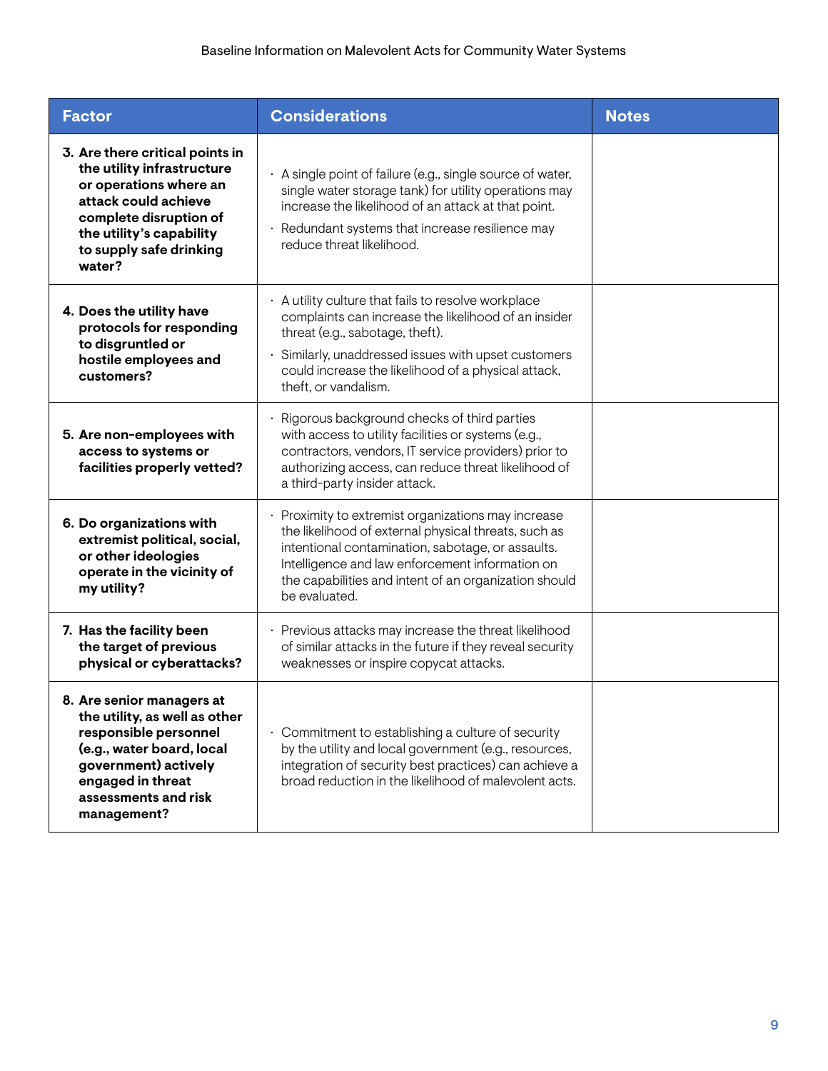| Factor | Considerations | Notes |
|---|---|---|
| **3. Are there critical points in the utility infrastructure or operations where an attack could achieve complete disruption of the utility's capability to supply safe drinking water?** | · A single point of failure (e.g., single source of water, single water storage tank) for utility operations may increase the likelihood of an attack at that point.<br>· Redundant systems that increase resilience may reduce threat likelihood. | |
| **4. Does the utility have protocols for responding to disgruntled or hostile employees and customers?** | · A utility culture that fails to resolve workplace complaints can increase the likelihood of an insider threat (e.g., sabotage, theft).<br>· Similarly, unaddressed issues with upset customers could increase the likelihood of a physical attack, theft, or vandalism. | |
| **5. Are non-employees with access to systems or facilities properly vetted?** | · Rigorous background checks of third parties with access to utility facilities or systems (e.g., contractors, vendors, IT service providers) prior to authorizing access, can reduce threat likelihood of a third-party insider attack. | |
| **6. Do organizations with extremist political, social, or other ideologies operate in the vicinity of my utility?** | · Proximity to extremist organizations may increase the likelihood of external physical threats, such as intentional contamination, sabotage, or assaults. Intelligence and law enforcement information on the capabilities and intent of an organization should be evaluated. | |
| **7. Has the facility been the target of previous physical or cyberattacks?** | · Previous attacks may increase the threat likelihood of similar attacks in the future if they reveal security weaknesses or inspire copycat attacks. | |
| **8. Are senior managers at the utility, as well as other responsible personnel (e.g., water board, local government) actively engaged in threat assessments and risk management?** | · Commitment to establishing a culture of security by the utility and local government (e.g., resources, integration of security best practices) can achieve a broad reduction in the likelihood of malevolent acts. | |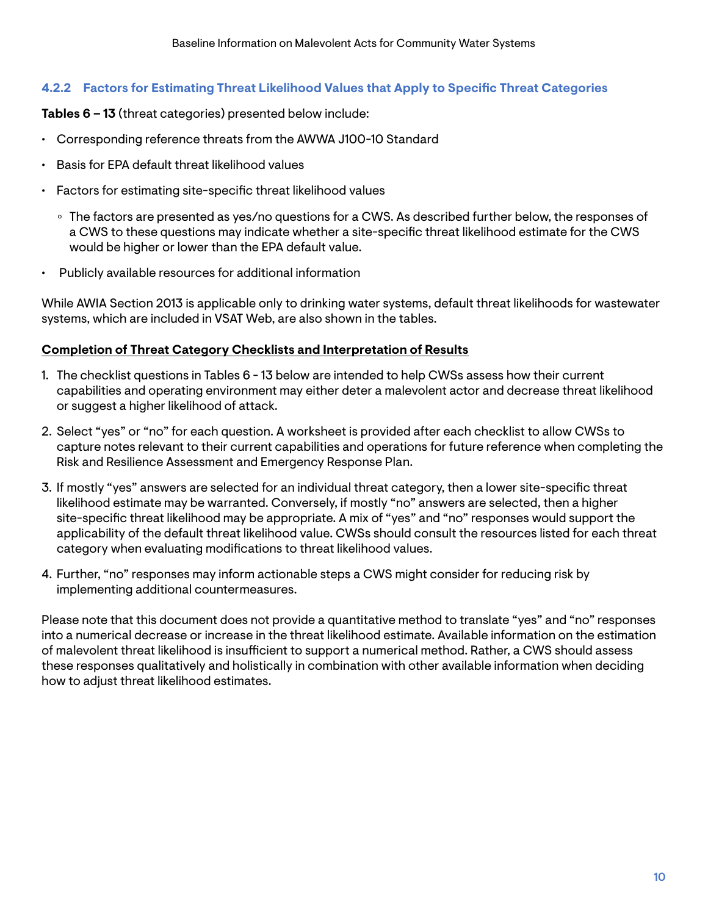### 4.2.2 Factors for Estimating Threat Likelihood Values that Apply to Specific Threat Categories

**Tables 6 – 13** (threat categories) presented below include:

- Corresponding reference threats from the AWWA J100-10 Standard
- Basis for EPA default threat likelihood values
- Factors for estimating site-specific threat likelihood values
  - The factors are presented as yes/no questions for a CWS. As described further below, the responses of a CWS to these questions may indicate whether a site-specific threat likelihood estimate for the CWS would be higher or lower than the EPA default value.
- Publicly available resources for additional information

While AWIA Section 2013 is applicable only to drinking water systems, default threat likelihoods for wastewater systems, which are included in VSAT Web, are also shown in the tables.

**Completion of Threat Category Checklists and Interpretation of Results**

1. The checklist questions in Tables 6 - 13 below are intended to help CWSs assess how their current capabilities and operating environment may either deter a malevolent actor and decrease threat likelihood or suggest a higher likelihood of attack.
2. Select "yes" or "no" for each question. A worksheet is provided after each checklist to allow CWSs to capture notes relevant to their current capabilities and operations for future reference when completing the Risk and Resilience Assessment and Emergency Response Plan.
3. If mostly "yes" answers are selected for an individual threat category, then a lower site-specific threat likelihood estimate may be warranted. Conversely, if mostly "no" answers are selected, then a higher site-specific threat likelihood may be appropriate. A mix of "yes" and "no" responses would support the applicability of the default threat likelihood value. CWSs should consult the resources listed for each threat category when evaluating modifications to threat likelihood values.
4. Further, "no" responses may inform actionable steps a CWS might consider for reducing risk by implementing additional countermeasures.

Please note that this document does not provide a quantitative method to translate "yes" and "no" responses into a numerical decrease or increase in the threat likelihood estimate. Available information on the estimation of malevolent threat likelihood is insufficient to support a numerical method. Rather, a CWS should assess these responses qualitatively and holistically in combination with other available information when deciding how to adjust threat likelihood estimates.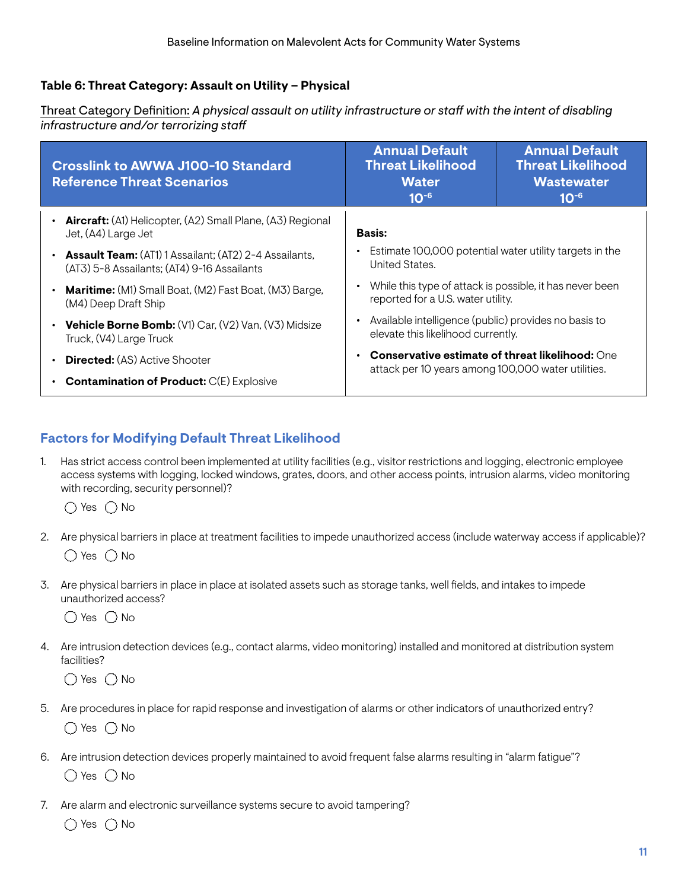### Table 6: Threat Category: Assault on Utility – Physical

Threat Category Definition: *A physical assault on utility infrastructure or staff with the intent of disabling infrastructure and/or terrorizing staff*

| Crosslink to AWWA J100-10 Standard Reference Threat Scenarios | Annual Default Threat Likelihood Water $10^{-6}$ | Annual Default Threat Likelihood Wastewater $10^{-6}$ |
|---|---|---|
| • **Aircraft:** (A1) Helicopter, (A2) Small Plane, (A3) Regional Jet, (A4) Large Jet<br>• **Assault Team:** (AT1) 1 Assailant; (AT2) 2-4 Assailants, (AT3) 5-8 Assailants; (AT4) 9-16 Assailants<br>• **Maritime:** (M1) Small Boat, (M2) Fast Boat, (M3) Barge, (M4) Deep Draft Ship<br>• **Vehicle Borne Bomb:** (V1) Car, (V2) Van, (V3) Midsize Truck, (V4) Large Truck<br>• **Directed:** (AS) Active Shooter<br>• **Contamination of Product:** C(E) Explosive | **Basis:**<br>• Estimate 100,000 potential water utility targets in the United States.<br>• While this type of attack is possible, it has never been reported for a U.S. water utility.<br>• Available intelligence (public) provides no basis to elevate this likelihood currently.<br>• **Conservative estimate of threat likelihood:** One attack per 10 years among 100,000 water utilities. | |

### Factors for Modifying Default Threat Likelihood

1. Has strict access control been implemented at utility facilities (e.g., visitor restrictions and logging, electronic employee access systems with logging, locked windows, grates, doors, and other access points, intrusion alarms, video monitoring with recording, security personnel)?

   ◯ Yes ◯ No

2. Are physical barriers in place at treatment facilities to impede unauthorized access (include waterway access if applicable)?

   ◯ Yes ◯ No

3. Are physical barriers in place in place at isolated assets such as storage tanks, well fields, and intakes to impede unauthorized access?

   ◯ Yes ◯ No

4. Are intrusion detection devices (e.g., contact alarms, video monitoring) installed and monitored at distribution system facilities?

   ◯ Yes ◯ No

5. Are procedures in place for rapid response and investigation of alarms or other indicators of unauthorized entry?

   ◯ Yes ◯ No

6. Are intrusion detection devices properly maintained to avoid frequent false alarms resulting in "alarm fatigue"?

   ◯ Yes ◯ No

7. Are alarm and electronic surveillance systems secure to avoid tampering?

   ◯ Yes ◯ No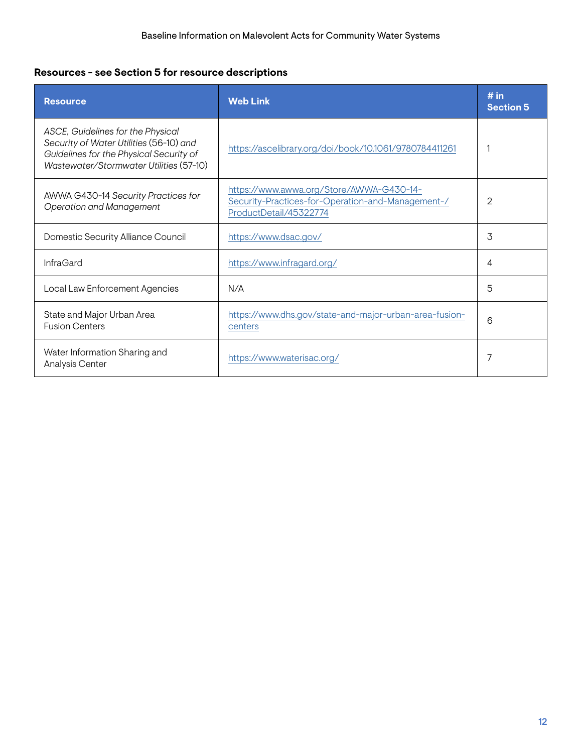**Resources - see Section 5 for resource descriptions**

| Resource | Web Link | # in Section 5 |
| --- | --- | --- |
| *ASCE, Guidelines for the Physical Security of Water Utilities* (56-10) *and Guidelines for the Physical Security of Wastewater/Stormwater Utilities* (57-10) | https://ascelibrary.org/doi/book/10.1061/9780784411261 | 1 |
| AWWA G430-14 *Security Practices for Operation and Management* | https://www.awwa.org/Store/AWWA-G430-14-Security-Practices-for-Operation-and-Management-/ProductDetail/45322774 | 2 |
| Domestic Security Alliance Council | https://www.dsac.gov/ | 3 |
| InfraGard | https://www.infragard.org/ | 4 |
| Local Law Enforcement Agencies | N/A | 5 |
| State and Major Urban Area Fusion Centers | https://www.dhs.gov/state-and-major-urban-area-fusion-centers | 6 |
| Water Information Sharing and Analysis Center | https://www.waterisac.org/ | 7 |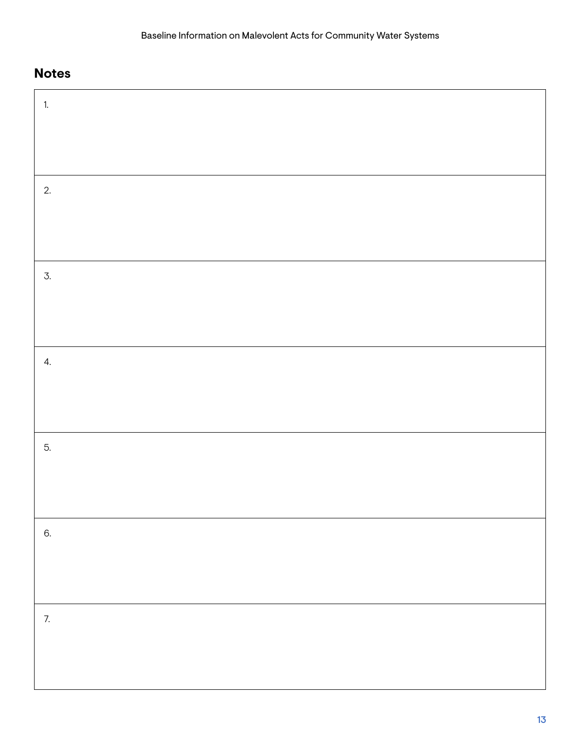## Notes

| |
|---|
| 1. |
| 2. |
| 3. |
| 4. |
| 5. |
| 6. |
| 7. |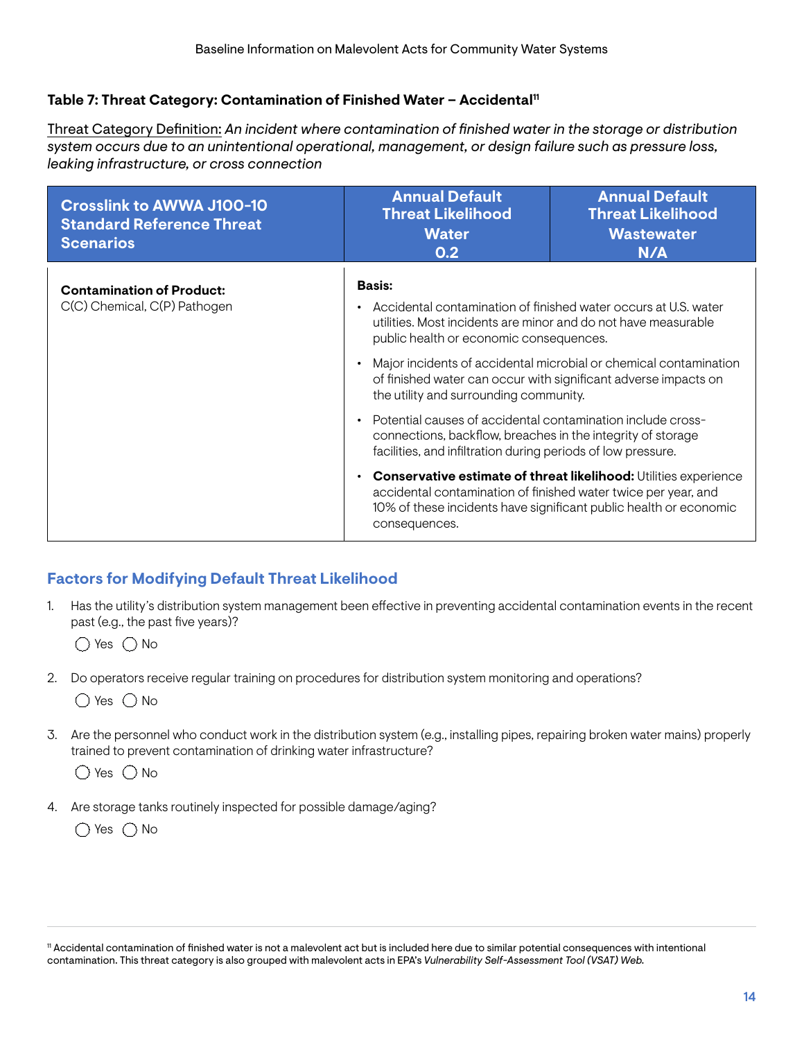### Table 7: Threat Category: Contamination of Finished Water – Accidental[11]

Threat Category Definition: *An incident where contamination of finished water in the storage or distribution system occurs due to an unintentional operational, management, or design failure such as pressure loss, leaking infrastructure, or cross connection*

| Crosslink to AWWA J100-10 Standard Reference Threat Scenarios | Annual Default Threat Likelihood Water 0.2 | Annual Default Threat Likelihood Wastewater N/A |
|---|---|---|
| **Contamination of Product:** C(C) Chemical, C(P) Pathogen | **Basis:**<br>• Accidental contamination of finished water occurs at U.S. water utilities. Most incidents are minor and do not have measurable public health or economic consequences.<br>• Major incidents of accidental microbial or chemical contamination of finished water can occur with significant adverse impacts on the utility and surrounding community.<br>• Potential causes of accidental contamination include cross-connections, backflow, breaches in the integrity of storage facilities, and infiltration during periods of low pressure.<br>• **Conservative estimate of threat likelihood:** Utilities experience accidental contamination of finished water twice per year, and 10% of these incidents have significant public health or economic consequences. | |

## Factors for Modifying Default Threat Likelihood

1. Has the utility's distribution system management been effective in preventing accidental contamination events in the recent past (e.g., the past five years)?

   ◯ Yes ◯ No

2. Do operators receive regular training on procedures for distribution system monitoring and operations?

   ◯ Yes ◯ No

3. Are the personnel who conduct work in the distribution system (e.g., installing pipes, repairing broken water mains) properly trained to prevent contamination of drinking water infrastructure?

   ◯ Yes ◯ No

4. Are storage tanks routinely inspected for possible damage/aging?

   ◯ Yes ◯ No

[11] Accidental contamination of finished water is not a malevolent act but is included here due to similar potential consequences with intentional contamination. This threat category is also grouped with malevolent acts in EPA's *Vulnerability Self-Assessment Tool (VSAT) Web.*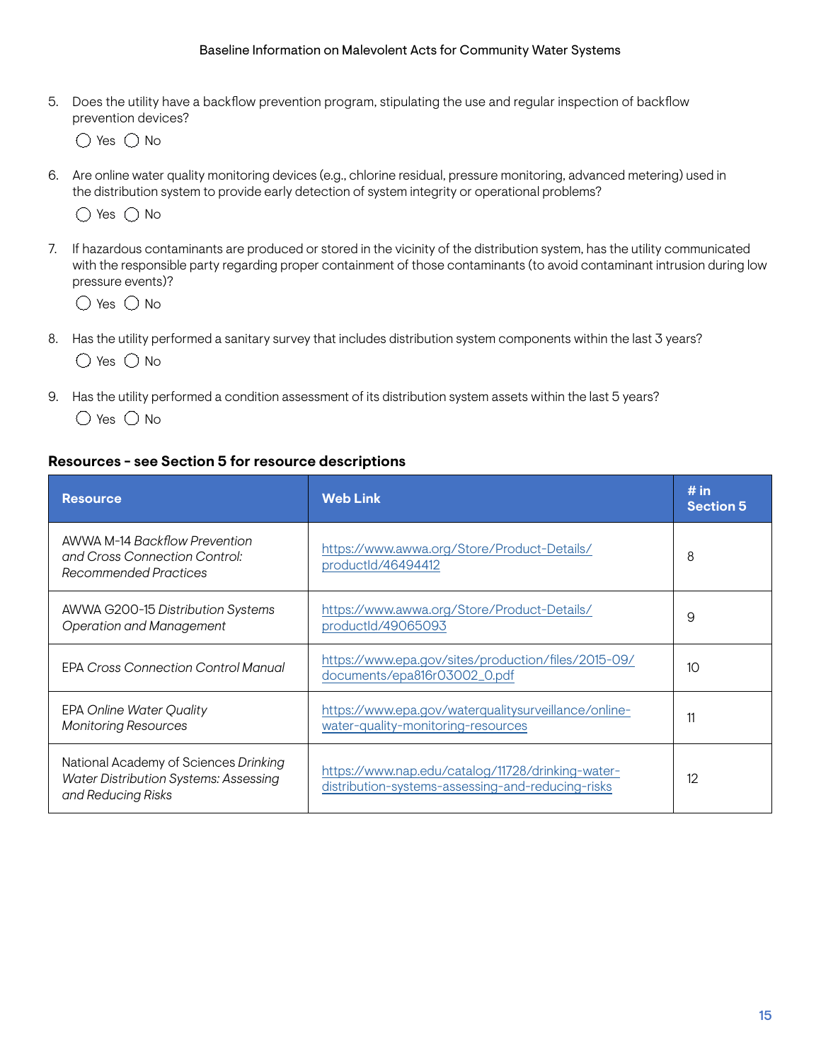5. Does the utility have a backflow prevention program, stipulating the use and regular inspection of backflow prevention devices?

   ◯ Yes ◯ No

6. Are online water quality monitoring devices (e.g., chlorine residual, pressure monitoring, advanced metering) used in the distribution system to provide early detection of system integrity or operational problems?

   ◯ Yes ◯ No

7. If hazardous contaminants are produced or stored in the vicinity of the distribution system, has the utility communicated with the responsible party regarding proper containment of those contaminants (to avoid contaminant intrusion during low pressure events)?

   ◯ Yes ◯ No

8. Has the utility performed a sanitary survey that includes distribution system components within the last 3 years?

   ◯ Yes ◯ No

9. Has the utility performed a condition assessment of its distribution system assets within the last 5 years?

   ◯ Yes ◯ No

**Resources - see Section 5 for resource descriptions**

| Resource | Web Link | # in Section 5 |
|---|---|---|
| AWWA M-14 *Backflow Prevention and Cross Connection Control: Recommended Practices* | https://www.awwa.org/Store/Product-Details/productId/46494412 | 8 |
| AWWA G200-15 *Distribution Systems Operation and Management* | https://www.awwa.org/Store/Product-Details/productId/49065093 | 9 |
| EPA *Cross Connection Control Manual* | https://www.epa.gov/sites/production/files/2015-09/documents/epa816r03002_0.pdf | 10 |
| EPA *Online Water Quality Monitoring Resources* | https://www.epa.gov/waterqualitysurveillance/online-water-quality-monitoring-resources | 11 |
| National Academy of Sciences *Drinking Water Distribution Systems: Assessing and Reducing Risks* | https://www.nap.edu/catalog/11728/drinking-water-distribution-systems-assessing-and-reducing-risks | 12 |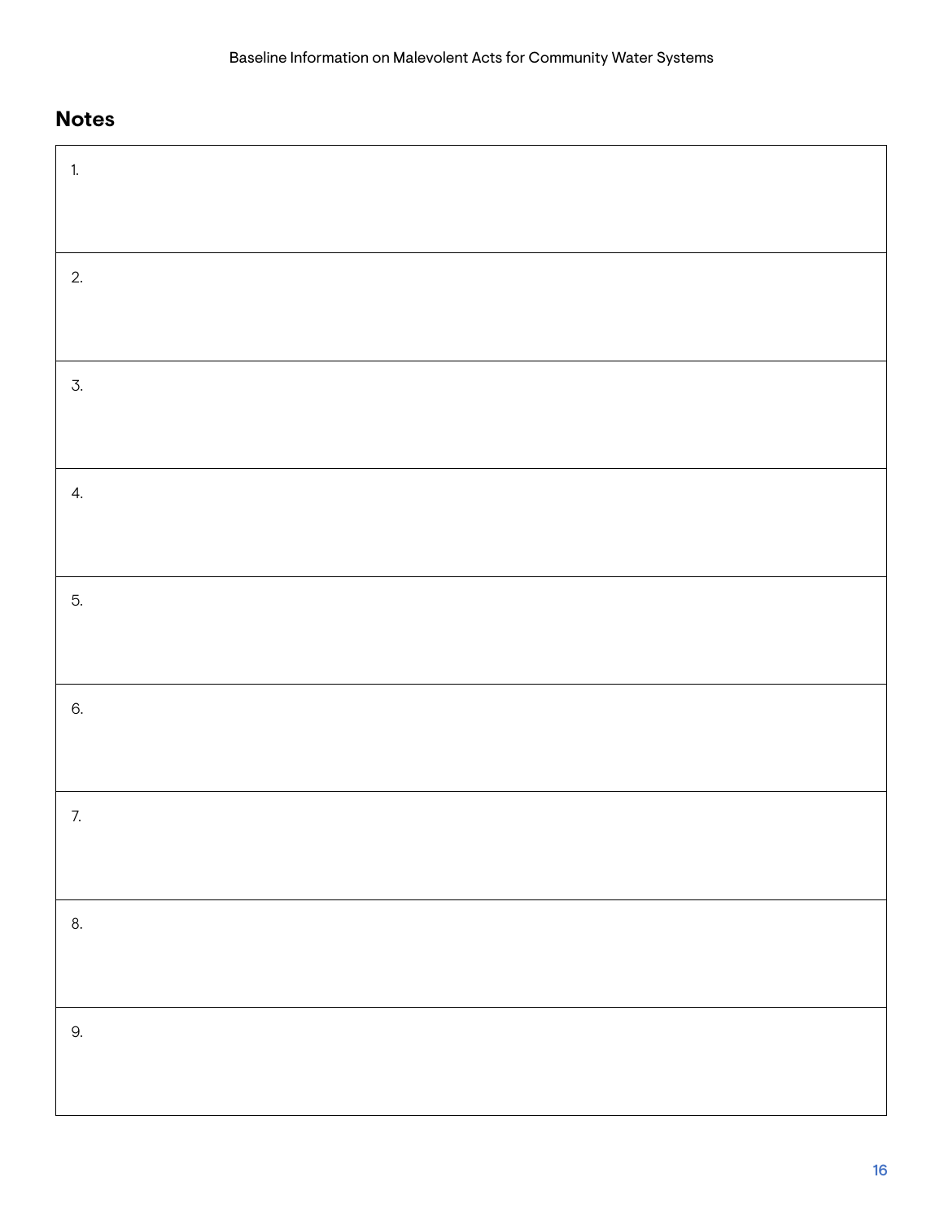## Notes

| |
|---|
| 1. |
| 2. |
| 3. |
| 4. |
| 5. |
| 6. |
| 7. |
| 8. |
| 9. |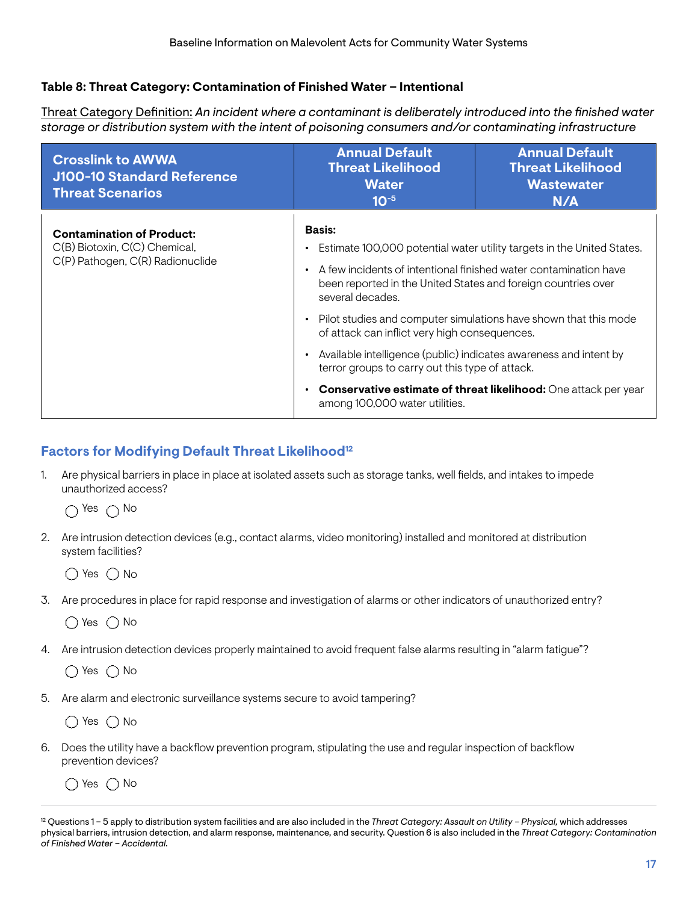**Table 8: Threat Category: Contamination of Finished Water – Intentional**

Threat Category Definition: *An incident where a contaminant is deliberately introduced into the finished water storage or distribution system with the intent of poisoning consumers and/or contaminating infrastructure*

| Crosslink to AWWA J100-10 Standard Reference Threat Scenarios | Annual Default Threat Likelihood Water $10^{-5}$ | Annual Default Threat Likelihood Wastewater N/A |
|---|---|---|
| **Contamination of Product:** C(B) Biotoxin, C(C) Chemical, C(P) Pathogen, C(R) Radionuclide | **Basis:**<br>• Estimate 100,000 potential water utility targets in the United States.<br>• A few incidents of intentional finished water contamination have been reported in the United States and foreign countries over several decades.<br>• Pilot studies and computer simulations have shown that this mode of attack can inflict very high consequences.<br>• Available intelligence (public) indicates awareness and intent by terror groups to carry out this type of attack.<br>• **Conservative estimate of threat likelihood:** One attack per year among 100,000 water utilities. | |

## Factors for Modifying Default Threat Likelihood[12]

1. Are physical barriers in place in place at isolated assets such as storage tanks, well fields, and intakes to impede unauthorized access?

   ◯ Yes ◯ No

2. Are intrusion detection devices (e.g., contact alarms, video monitoring) installed and monitored at distribution system facilities?

   ◯ Yes ◯ No

3. Are procedures in place for rapid response and investigation of alarms or other indicators of unauthorized entry?

   ◯ Yes ◯ No

4. Are intrusion detection devices properly maintained to avoid frequent false alarms resulting in "alarm fatigue"?

   ◯ Yes ◯ No

5. Are alarm and electronic surveillance systems secure to avoid tampering?

   ◯ Yes ◯ No

6. Does the utility have a backflow prevention program, stipulating the use and regular inspection of backflow prevention devices?

   ◯ Yes ◯ No

---

[12] Questions 1 – 5 apply to distribution system facilities and are also included in the *Threat Category: Assault on Utility – Physical*, which addresses physical barriers, intrusion detection, and alarm response, maintenance, and security. Question 6 is also included in the *Threat Category: Contamination of Finished Water – Accidental.*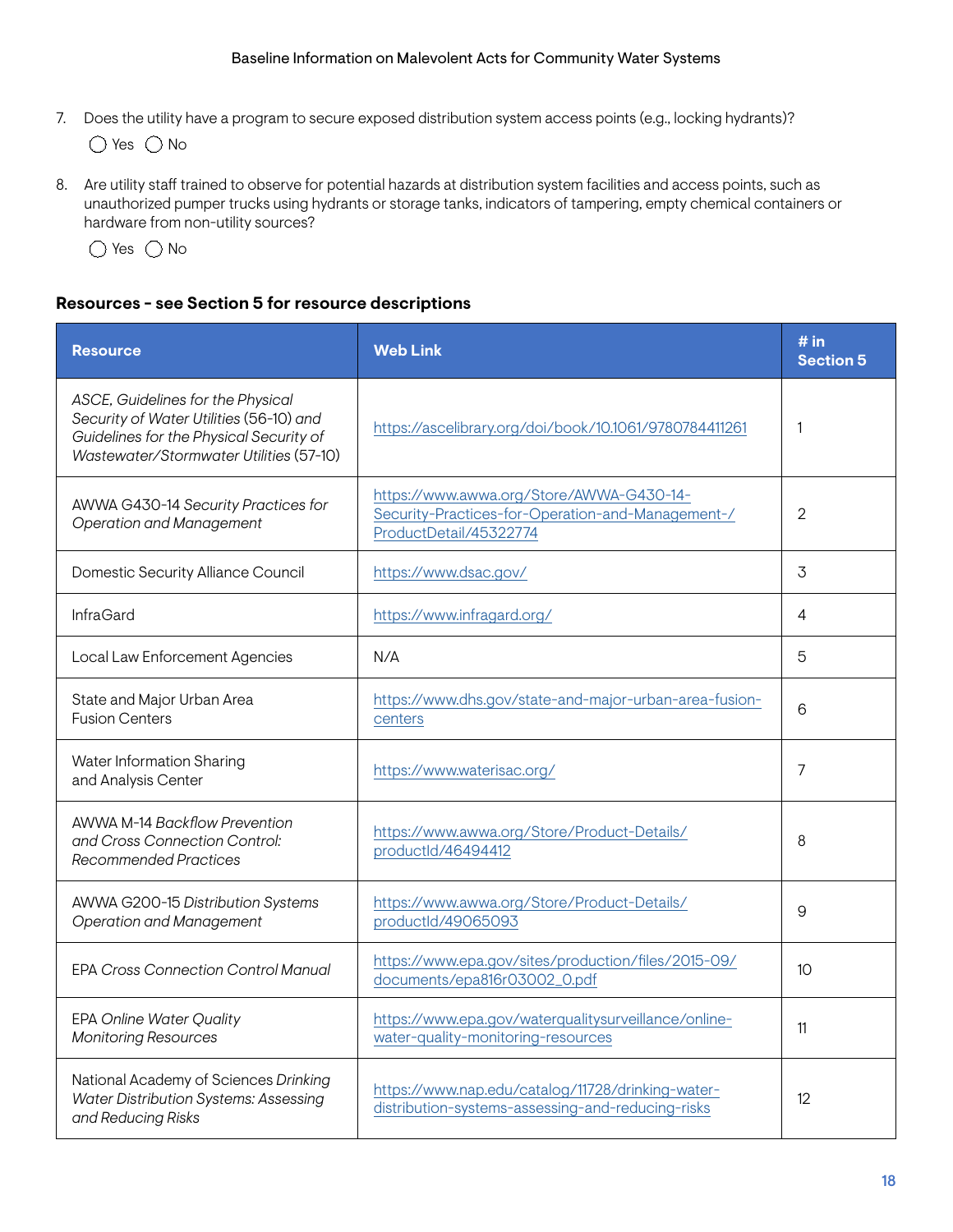7. Does the utility have a program to secure exposed distribution system access points (e.g., locking hydrants)?

   ◯ Yes ◯ No

8. Are utility staff trained to observe for potential hazards at distribution system facilities and access points, such as unauthorized pumper trucks using hydrants or storage tanks, indicators of tampering, empty chemical containers or hardware from non-utility sources?

   ◯ Yes ◯ No

**Resources - see Section 5 for resource descriptions**

| Resource | Web Link | # in Section 5 |
|---|---|---|
| ASCE, *Guidelines for the Physical Security of Water Utilities* (56-10) *and Guidelines for the Physical Security of Wastewater/Stormwater Utilities* (57-10) | https://ascelibrary.org/doi/book/10.1061/9780784411261 | 1 |
| AWWA G430-14 *Security Practices for Operation and Management* | https://www.awwa.org/Store/AWWA-G430-14-Security-Practices-for-Operation-and-Management-/ProductDetail/45322774 | 2 |
| Domestic Security Alliance Council | https://www.dsac.gov/ | 3 |
| InfraGard | https://www.infragard.org/ | 4 |
| Local Law Enforcement Agencies | N/A | 5 |
| State and Major Urban Area Fusion Centers | https://www.dhs.gov/state-and-major-urban-area-fusion-centers | 6 |
| Water Information Sharing and Analysis Center | https://www.waterisac.org/ | 7 |
| AWWA M-14 *Backflow Prevention and Cross Connection Control: Recommended Practices* | https://www.awwa.org/Store/Product-Details/productId/46494412 | 8 |
| AWWA G200-15 *Distribution Systems Operation and Management* | https://www.awwa.org/Store/Product-Details/productId/49065093 | 9 |
| EPA *Cross Connection Control Manual* | https://www.epa.gov/sites/production/files/2015-09/documents/epa816r03002_0.pdf | 10 |
| EPA *Online Water Quality Monitoring Resources* | https://www.epa.gov/waterqualitysurveillance/online-water-quality-monitoring-resources | 11 |
| National Academy of Sciences *Drinking Water Distribution Systems: Assessing and Reducing Risks* | https://www.nap.edu/catalog/11728/drinking-water-distribution-systems-assessing-and-reducing-risks | 12 |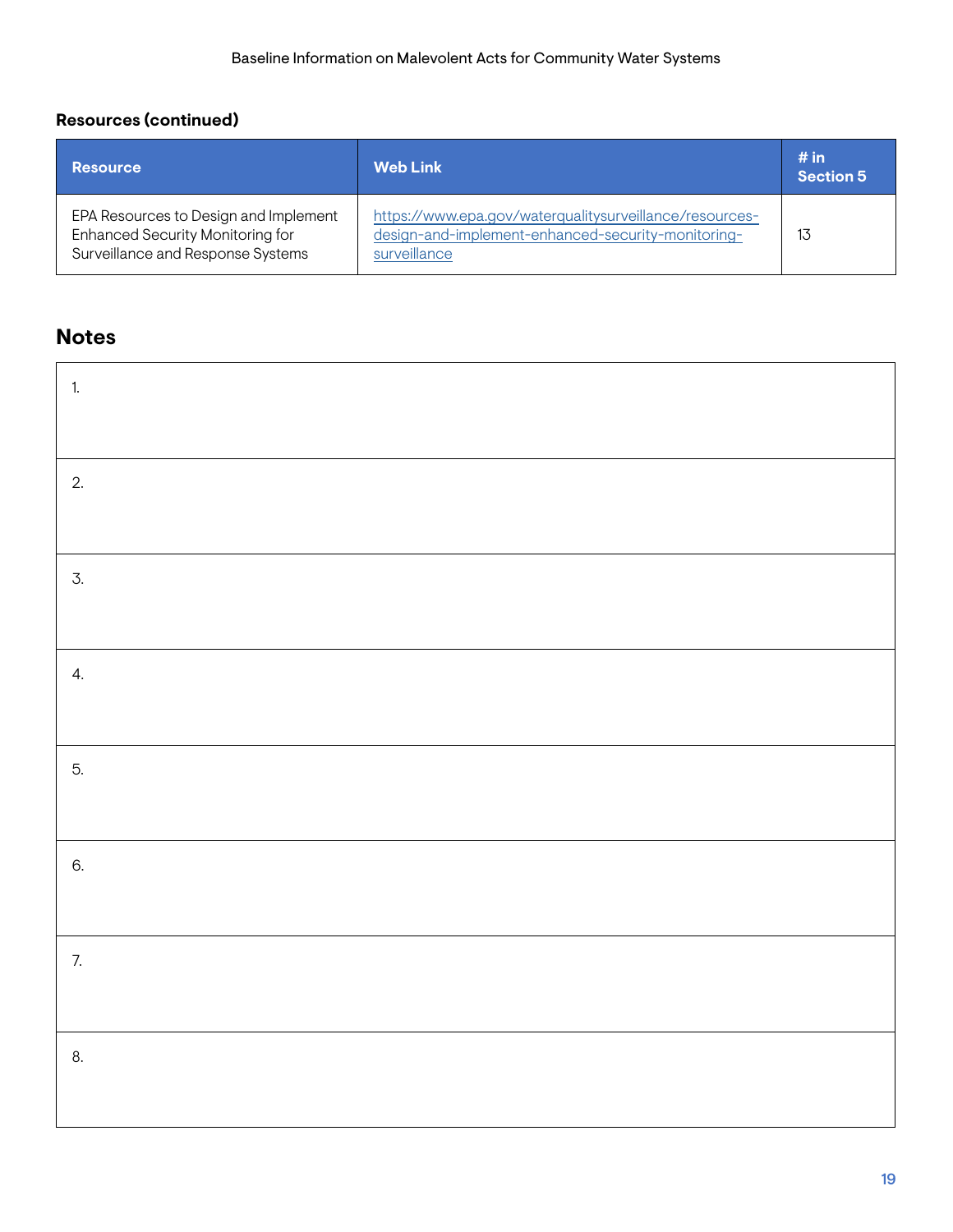**Resources (continued)**

| Resource | Web Link | # in Section 5 |
|---|---|---|
| EPA Resources to Design and Implement Enhanced Security Monitoring for Surveillance and Response Systems | https://www.epa.gov/waterqualitysurveillance/resources-design-and-implement-enhanced-security-monitoring-surveillance | 13 |

## Notes

| |
|---|
| 1. |
| 2. |
| 3. |
| 4. |
| 5. |
| 6. |
| 7. |
| 8. |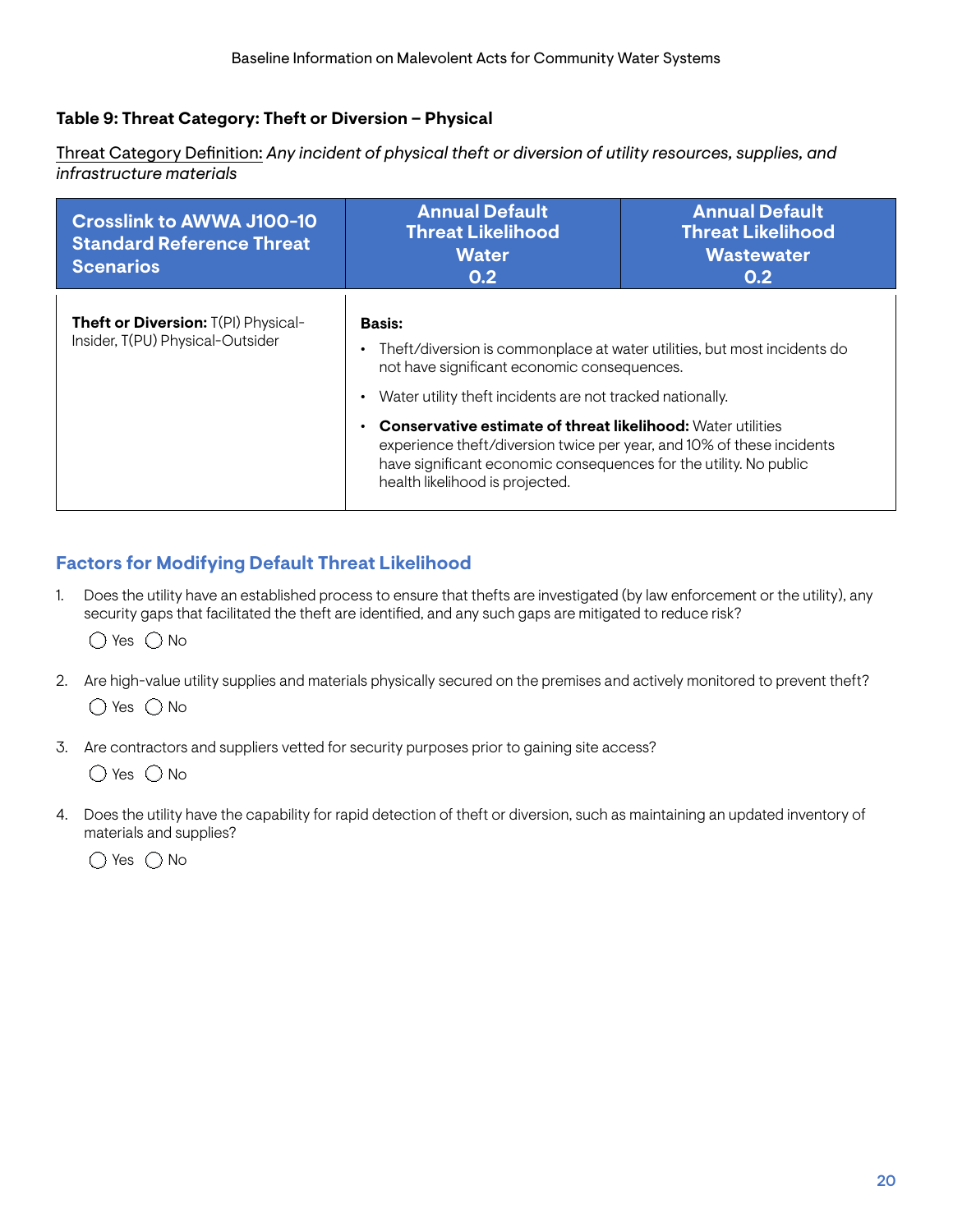**Table 9: Threat Category: Theft or Diversion – Physical**

Threat Category Definition: *Any incident of physical theft or diversion of utility resources, supplies, and infrastructure materials*

| Crosslink to AWWA J100-10 Standard Reference Threat Scenarios | Annual Default Threat Likelihood Water 0.2 | Annual Default Threat Likelihood Wastewater 0.2 |
|---|---|---|
| **Theft or Diversion:** T(PI) Physical-Insider, T(PU) Physical-Outsider | **Basis:**<br>• Theft/diversion is commonplace at water utilities, but most incidents do not have significant economic consequences.<br>• Water utility theft incidents are not tracked nationally.<br>• **Conservative estimate of threat likelihood:** Water utilities experience theft/diversion twice per year, and 10% of these incidents have significant economic consequences for the utility. No public health likelihood is projected. | |

## Factors for Modifying Default Threat Likelihood

1. Does the utility have an established process to ensure that thefts are investigated (by law enforcement or the utility), any security gaps that facilitated the theft are identified, and any such gaps are mitigated to reduce risk?

   ◯ Yes ◯ No

2. Are high-value utility supplies and materials physically secured on the premises and actively monitored to prevent theft?

   ◯ Yes ◯ No

3. Are contractors and suppliers vetted for security purposes prior to gaining site access?

   ◯ Yes ◯ No

4. Does the utility have the capability for rapid detection of theft or diversion, such as maintaining an updated inventory of materials and supplies?

   ◯ Yes ◯ No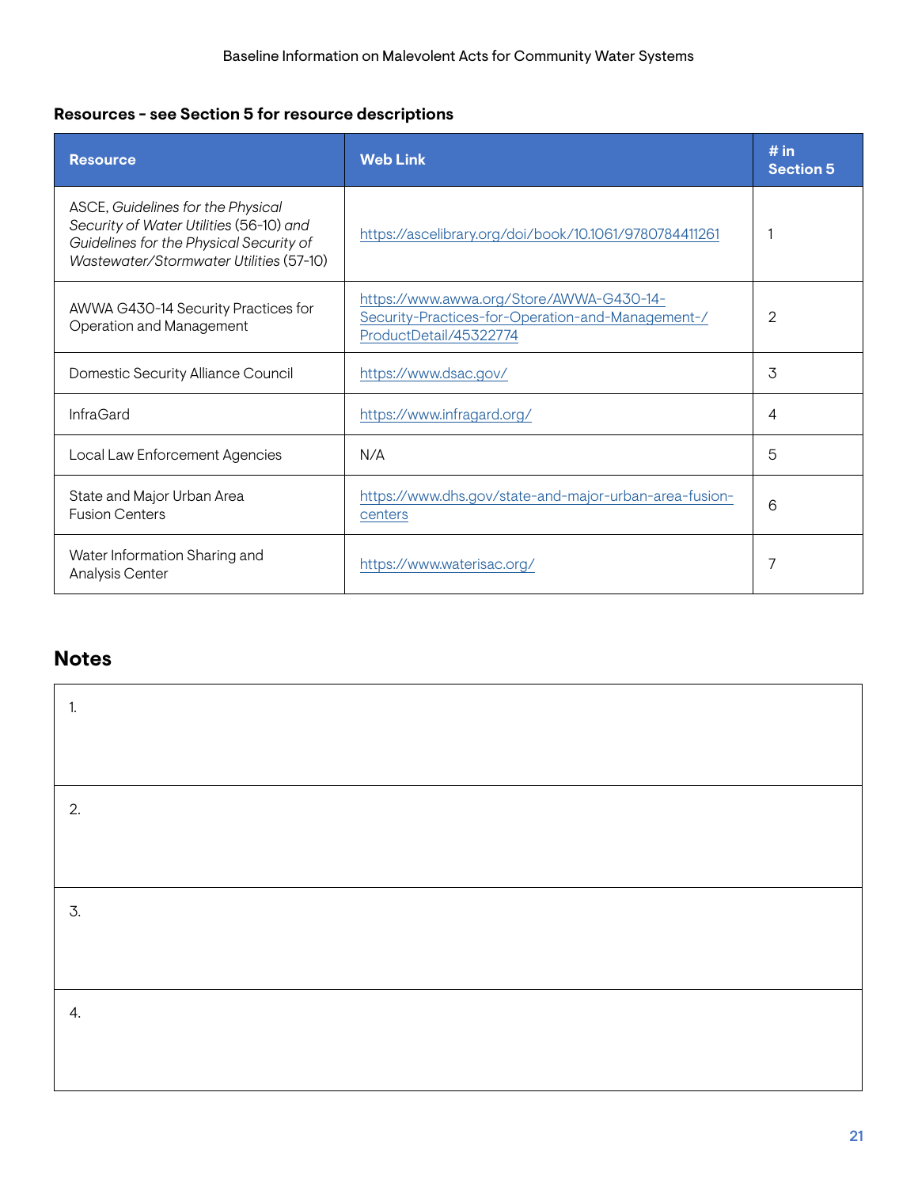**Resources - see Section 5 for resource descriptions**

| Resource | Web Link | # in Section 5 |
|---|---|---|
| ASCE, *Guidelines for the Physical Security of Water Utilities* (56-10) *and Guidelines for the Physical Security of Wastewater/Stormwater Utilities* (57-10) | https://ascelibrary.org/doi/book/10.1061/9780784411261 | 1 |
| AWWA G430-14 Security Practices for Operation and Management | https://www.awwa.org/Store/AWWA-G430-14-Security-Practices-for-Operation-and-Management-/ProductDetail/45322774 | 2 |
| Domestic Security Alliance Council | https://www.dsac.gov/ | 3 |
| InfraGard | https://www.infragard.org/ | 4 |
| Local Law Enforcement Agencies | N/A | 5 |
| State and Major Urban Area Fusion Centers | https://www.dhs.gov/state-and-major-urban-area-fusion-centers | 6 |
| Water Information Sharing and Analysis Center | https://www.waterisac.org/ | 7 |

## Notes

| |
|---|
| 1. |
| 2. |
| 3. |
| 4. |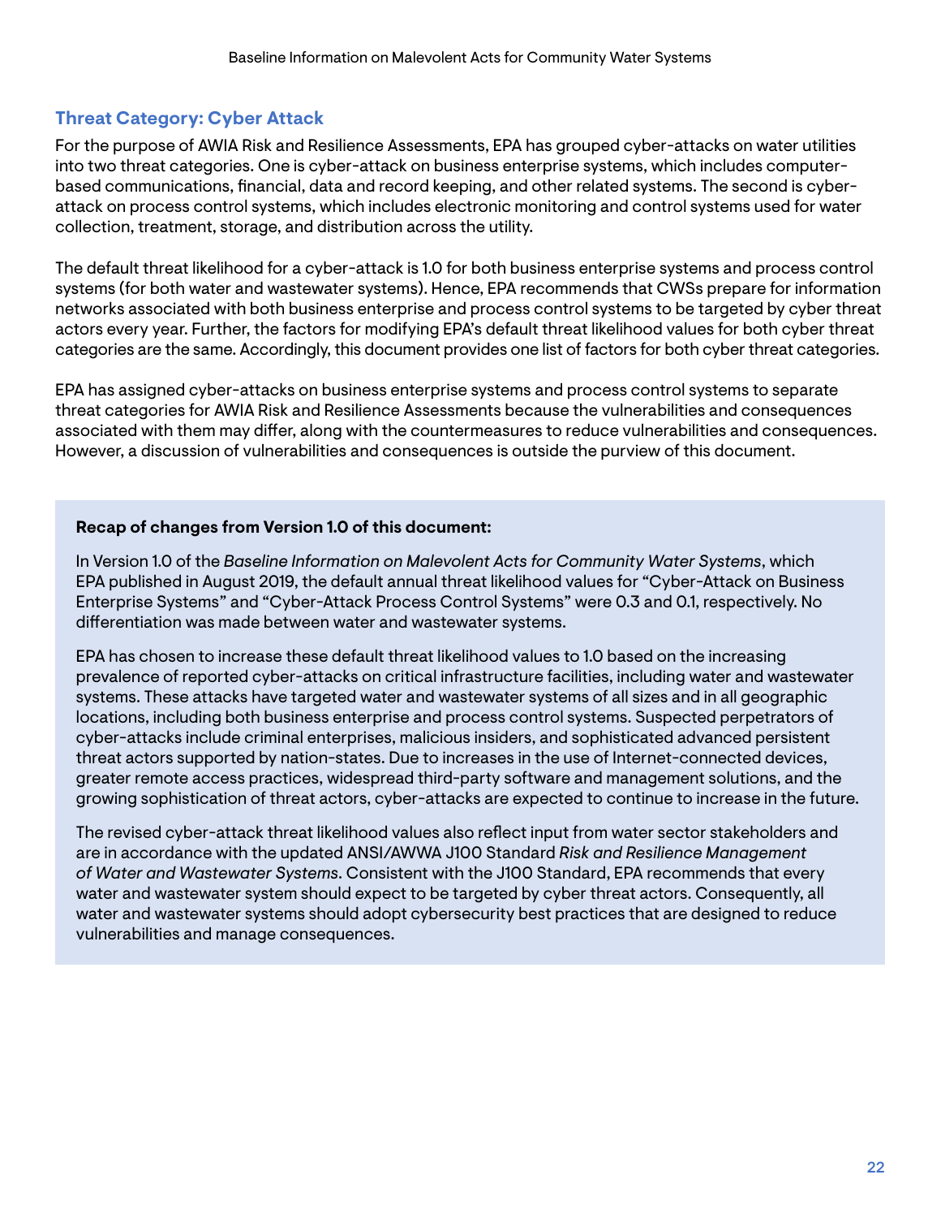### Threat Category: Cyber Attack

For the purpose of AWIA Risk and Resilience Assessments, EPA has grouped cyber-attacks on water utilities into two threat categories. One is cyber-attack on business enterprise systems, which includes computer-based communications, financial, data and record keeping, and other related systems. The second is cyber-attack on process control systems, which includes electronic monitoring and control systems used for water collection, treatment, storage, and distribution across the utility.

The default threat likelihood for a cyber-attack is 1.0 for both business enterprise systems and process control systems (for both water and wastewater systems). Hence, EPA recommends that CWSs prepare for information networks associated with both business enterprise and process control systems to be targeted by cyber threat actors every year. Further, the factors for modifying EPA's default threat likelihood values for both cyber threat categories are the same. Accordingly, this document provides one list of factors for both cyber threat categories.

EPA has assigned cyber-attacks on business enterprise systems and process control systems to separate threat categories for AWIA Risk and Resilience Assessments because the vulnerabilities and consequences associated with them may differ, along with the countermeasures to reduce vulnerabilities and consequences. However, a discussion of vulnerabilities and consequences is outside the purview of this document.

**Recap of changes from Version 1.0 of this document:**

In Version 1.0 of the *Baseline Information on Malevolent Acts for Community Water Systems*, which EPA published in August 2019, the default annual threat likelihood values for "Cyber-Attack on Business Enterprise Systems" and "Cyber-Attack Process Control Systems" were 0.3 and 0.1, respectively. No differentiation was made between water and wastewater systems.

EPA has chosen to increase these default threat likelihood values to 1.0 based on the increasing prevalence of reported cyber-attacks on critical infrastructure facilities, including water and wastewater systems. These attacks have targeted water and wastewater systems of all sizes and in all geographic locations, including both business enterprise and process control systems. Suspected perpetrators of cyber-attacks include criminal enterprises, malicious insiders, and sophisticated advanced persistent threat actors supported by nation-states. Due to increases in the use of Internet-connected devices, greater remote access practices, widespread third-party software and management solutions, and the growing sophistication of threat actors, cyber-attacks are expected to continue to increase in the future.

The revised cyber-attack threat likelihood values also reflect input from water sector stakeholders and are in accordance with the updated ANSI/AWWA J100 Standard *Risk and Resilience Management of Water and Wastewater Systems*. Consistent with the J100 Standard, EPA recommends that every water and wastewater system should expect to be targeted by cyber threat actors. Consequently, all water and wastewater systems should adopt cybersecurity best practices that are designed to reduce vulnerabilities and manage consequences.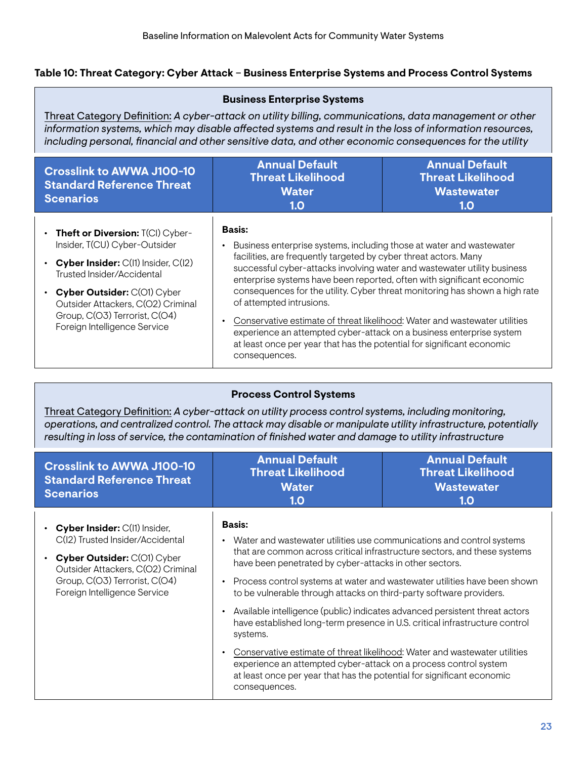**Table 10: Threat Category: Cyber Attack – Business Enterprise Systems and Process Control Systems**

**Business Enterprise Systems**

Threat Category Definition: *A cyber-attack on utility billing, communications, data management or other information systems, which may disable affected systems and result in the loss of information resources, including personal, financial and other sensitive data, and other economic consequences for the utility*

| Crosslink to AWWA J100-10 Standard Reference Threat Scenarios | Annual Default Threat Likelihood Water 1.0 | Annual Default Threat Likelihood Wastewater 1.0 |
|---|---|---|
| • **Theft or Diversion:** T(CI) Cyber-Insider, T(CU) Cyber-Outsider<br>• **Cyber Insider:** C(I1) Insider, C(I2) Trusted Insider/Accidental<br>• **Cyber Outsider:** C(O1) Cyber Outsider Attackers, C(O2) Criminal Group, C(O3) Terrorist, C(O4) Foreign Intelligence Service | **Basis:**<br>• Business enterprise systems, including those at water and wastewater facilities, are frequently targeted by cyber threat actors. Many successful cyber-attacks involving water and wastewater utility business enterprise systems have been reported, often with significant economic consequences for the utility. Cyber threat monitoring has shown a high rate of attempted intrusions.<br>• Conservative estimate of threat likelihood: Water and wastewater utilities experience an attempted cyber-attack on a business enterprise system at least once per year that has the potential for significant economic consequences. | |

**Process Control Systems**

Threat Category Definition: *A cyber-attack on utility process control systems, including monitoring, operations, and centralized control. The attack may disable or manipulate utility infrastructure, potentially resulting in loss of service, the contamination of finished water and damage to utility infrastructure*

| Crosslink to AWWA J100-10 Standard Reference Threat Scenarios | Annual Default Threat Likelihood Water 1.0 | Annual Default Threat Likelihood Wastewater 1.0 |
|---|---|---|
| • **Cyber Insider:** C(I1) Insider, C(I2) Trusted Insider/Accidental<br>• **Cyber Outsider:** C(O1) Cyber Outsider Attackers, C(O2) Criminal Group, C(O3) Terrorist, C(O4) Foreign Intelligence Service | **Basis:**<br>• Water and wastewater utilities use communications and control systems that are common across critical infrastructure sectors, and these systems have been penetrated by cyber-attacks in other sectors.<br>• Process control systems at water and wastewater utilities have been shown to be vulnerable through attacks on third-party software providers.<br>• Available intelligence (public) indicates advanced persistent threat actors have established long-term presence in U.S. critical infrastructure control systems.<br>• Conservative estimate of threat likelihood: Water and wastewater utilities experience an attempted cyber-attack on a process control system at least once per year that has the potential for significant economic consequences. | |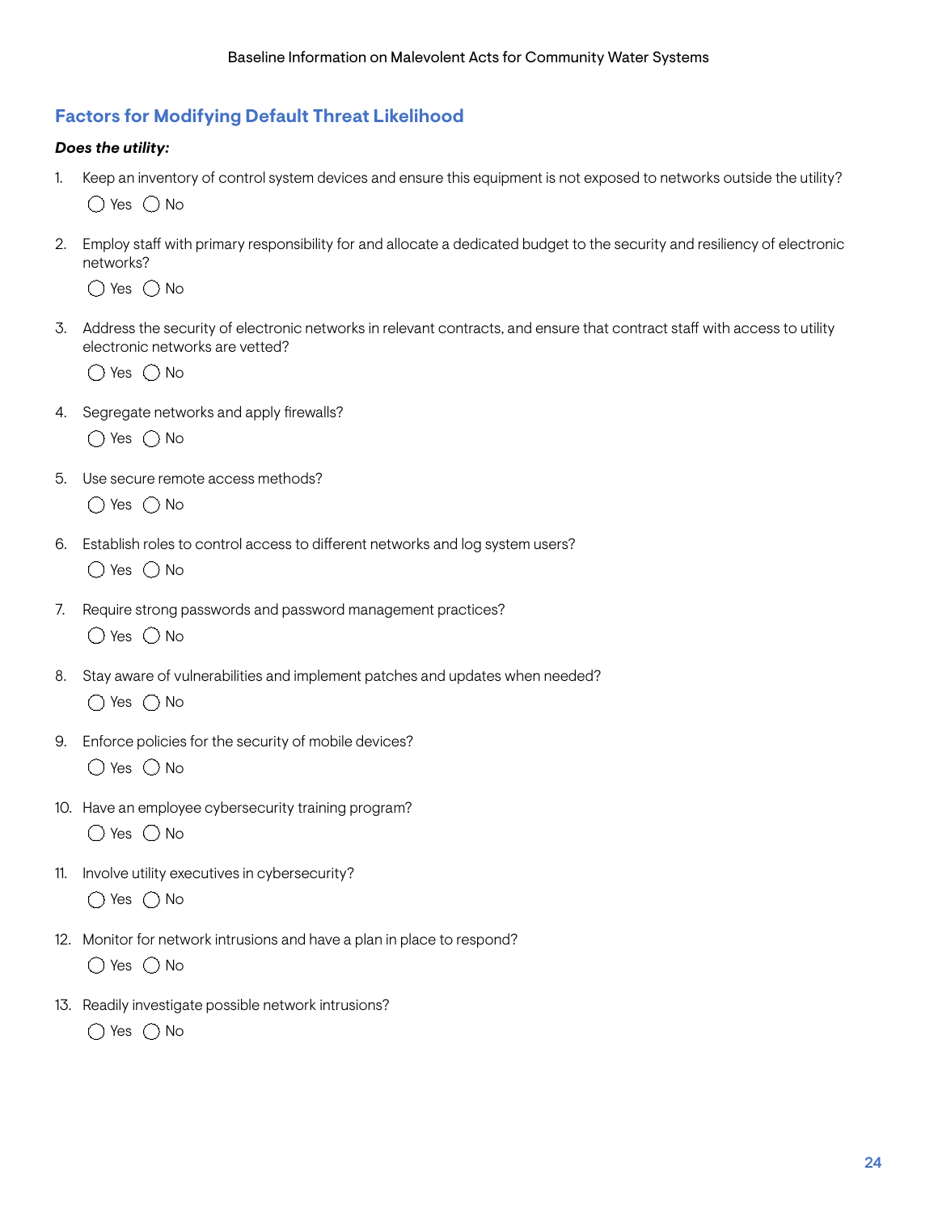## Factors for Modifying Default Threat Likelihood

***Does the utility:***

1. Keep an inventory of control system devices and ensure this equipment is not exposed to networks outside the utility?

   ◯ Yes ◯ No

2. Employ staff with primary responsibility for and allocate a dedicated budget to the security and resiliency of electronic networks?

   ◯ Yes ◯ No

3. Address the security of electronic networks in relevant contracts, and ensure that contract staff with access to utility electronic networks are vetted?

   ◯ Yes ◯ No

4. Segregate networks and apply firewalls?

   ◯ Yes ◯ No

5. Use secure remote access methods?

   ◯ Yes ◯ No

6. Establish roles to control access to different networks and log system users?

   ◯ Yes ◯ No

7. Require strong passwords and password management practices?

   ◯ Yes ◯ No

8. Stay aware of vulnerabilities and implement patches and updates when needed?

   ◯ Yes ◯ No

9. Enforce policies for the security of mobile devices?

   ◯ Yes ◯ No

10. Have an employee cybersecurity training program?

    ◯ Yes ◯ No

11. Involve utility executives in cybersecurity?

    ◯ Yes ◯ No

12. Monitor for network intrusions and have a plan in place to respond?

    ◯ Yes ◯ No

13. Readily investigate possible network intrusions?

    ◯ Yes ◯ No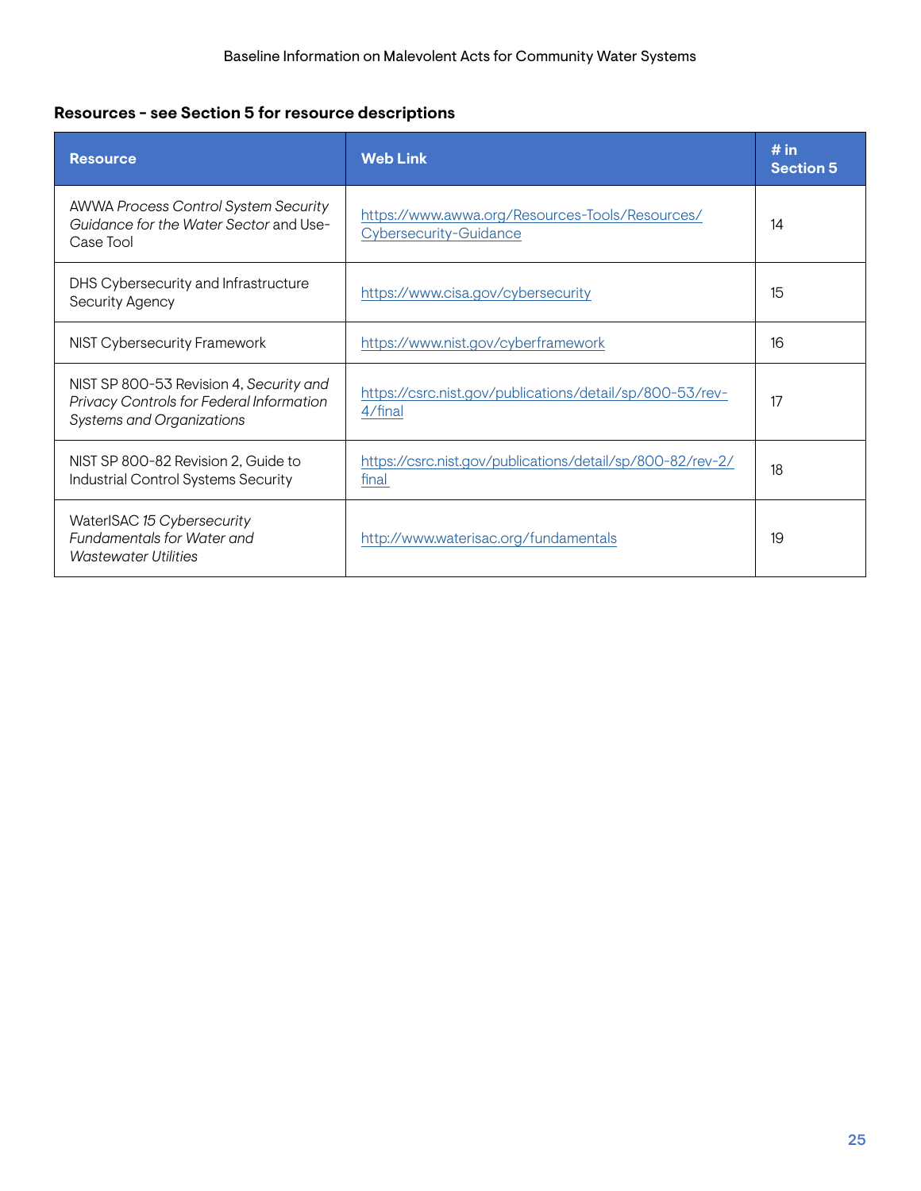**Resources - see Section 5 for resource descriptions**

| Resource | Web Link | # in Section 5 |
|---|---|---|
| AWWA *Process Control System Security Guidance for the Water Sector* and Use-Case Tool | https://www.awwa.org/Resources-Tools/Resources/Cybersecurity-Guidance | 14 |
| DHS Cybersecurity and Infrastructure Security Agency | https://www.cisa.gov/cybersecurity | 15 |
| NIST Cybersecurity Framework | https://www.nist.gov/cyberframework | 16 |
| NIST SP 800-53 Revision 4, *Security and Privacy Controls for Federal Information Systems and Organizations* | https://csrc.nist.gov/publications/detail/sp/800-53/rev-4/final | 17 |
| NIST SP 800-82 Revision 2, Guide to Industrial Control Systems Security | https://csrc.nist.gov/publications/detail/sp/800-82/rev-2/final | 18 |
| WaterISAC *15 Cybersecurity Fundamentals for Water and Wastewater Utilities* | http://www.waterisac.org/fundamentals | 19 |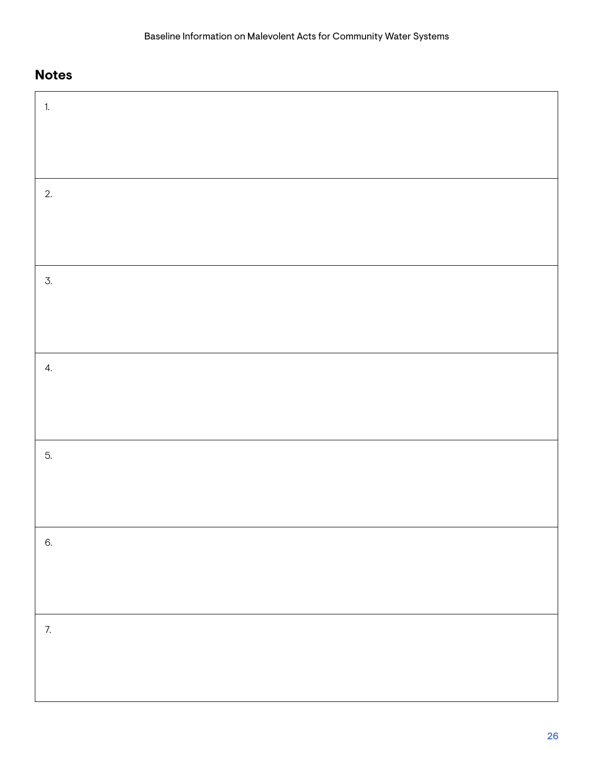## Notes

| |
|---|
| 1. |
| 2. |
| 3. |
| 4. |
| 5. |
| 6. |
| 7. |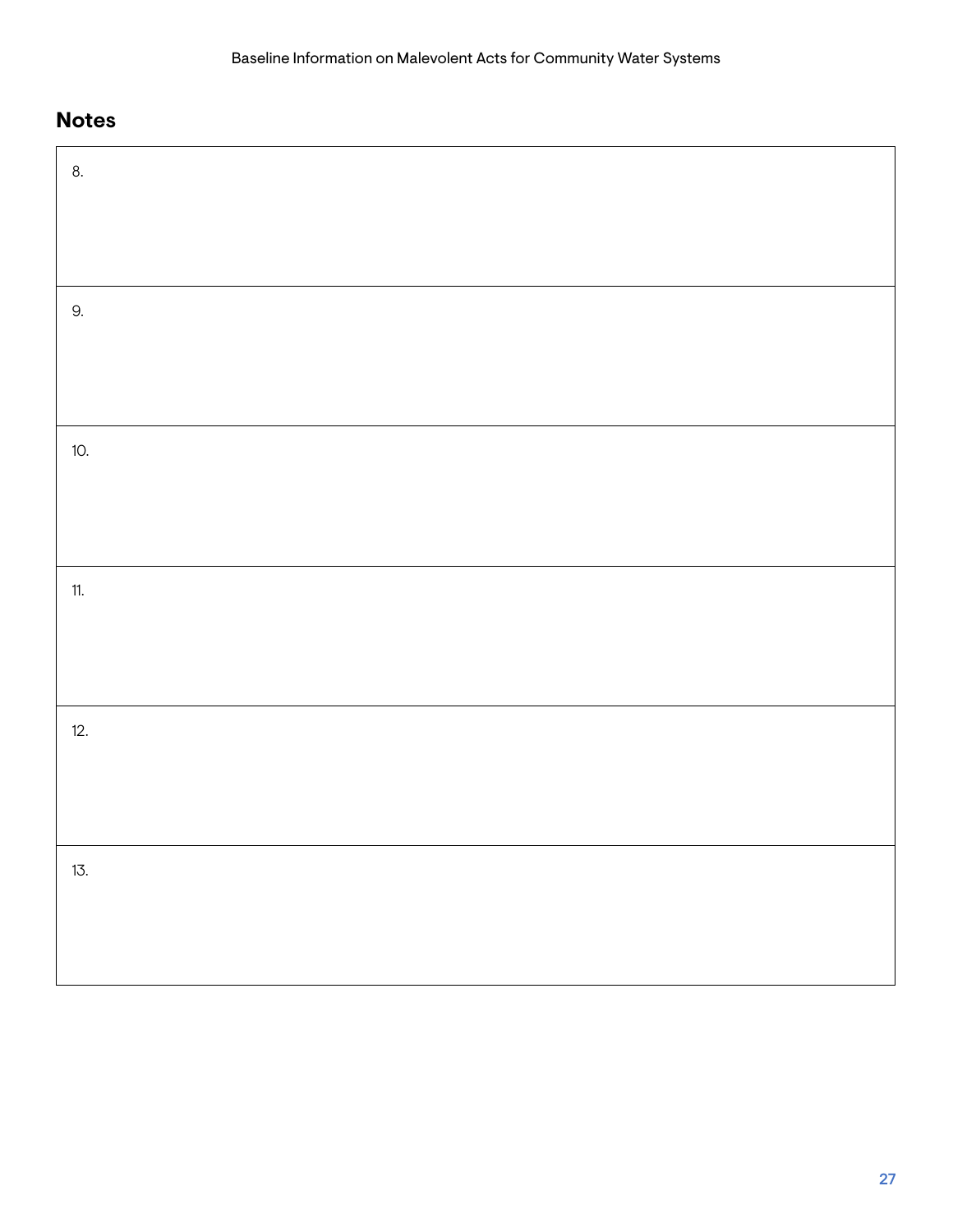## Notes

| 8. |
|---|
| 9. |
| 10. |
| 11. |
| 12. |
| 13. |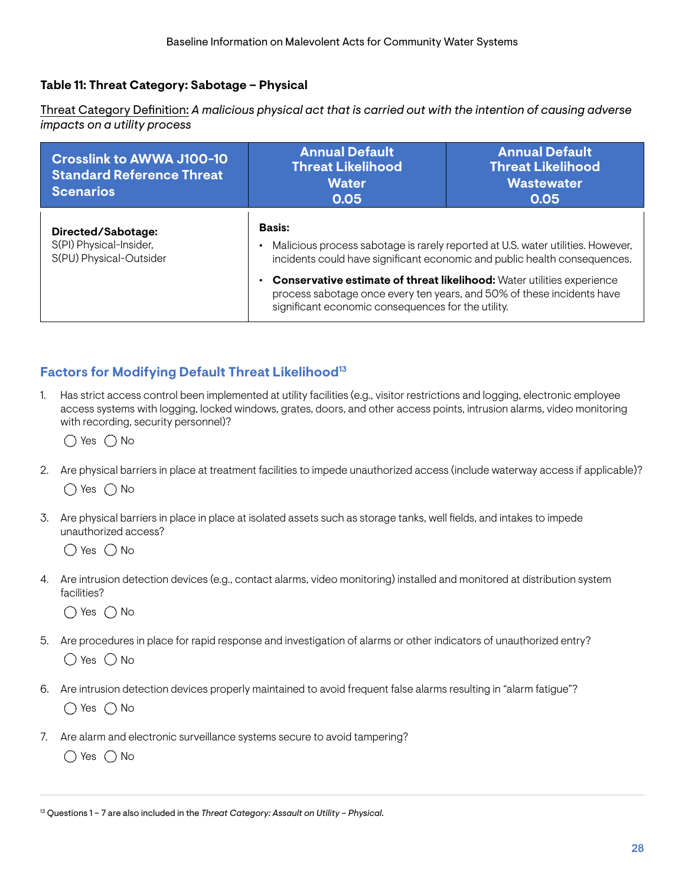### Table 11: Threat Category: Sabotage – Physical

<u>Threat Category Definition:</u> *A malicious physical act that is carried out with the intention of causing adverse impacts on a utility process*

| Crosslink to AWWA J100-10 Standard Reference Threat Scenarios | Annual Default Threat Likelihood Water 0.05 | Annual Default Threat Likelihood Wastewater 0.05 |
|---|---|---|
| **Directed/Sabotage:** S(PI) Physical-Insider, S(PU) Physical-Outsider | **Basis:** • Malicious process sabotage is rarely reported at U.S. water utilities. However, incidents could have significant economic and public health consequences. • **Conservative estimate of threat likelihood:** Water utilities experience process sabotage once every ten years, and 50% of these incidents have significant economic consequences for the utility. | |

## Factors for Modifying Default Threat Likelihood[13]

1. Has strict access control been implemented at utility facilities (e.g., visitor restrictions and logging, electronic employee access systems with logging, locked windows, grates, doors, and other access points, intrusion alarms, video monitoring with recording, security personnel)?

   ◯ Yes ◯ No

2. Are physical barriers in place at treatment facilities to impede unauthorized access (include waterway access if applicable)?

   ◯ Yes ◯ No

3. Are physical barriers in place in place at isolated assets such as storage tanks, well fields, and intakes to impede unauthorized access?

   ◯ Yes ◯ No

4. Are intrusion detection devices (e.g., contact alarms, video monitoring) installed and monitored at distribution system facilities?

   ◯ Yes ◯ No

5. Are procedures in place for rapid response and investigation of alarms or other indicators of unauthorized entry?

   ◯ Yes ◯ No

6. Are intrusion detection devices properly maintained to avoid frequent false alarms resulting in "alarm fatigue"?

   ◯ Yes ◯ No

7. Are alarm and electronic surveillance systems secure to avoid tampering?

   ◯ Yes ◯ No

[13] Questions 1 – 7 are also included in the *Threat Category: Assault on Utility – Physical*.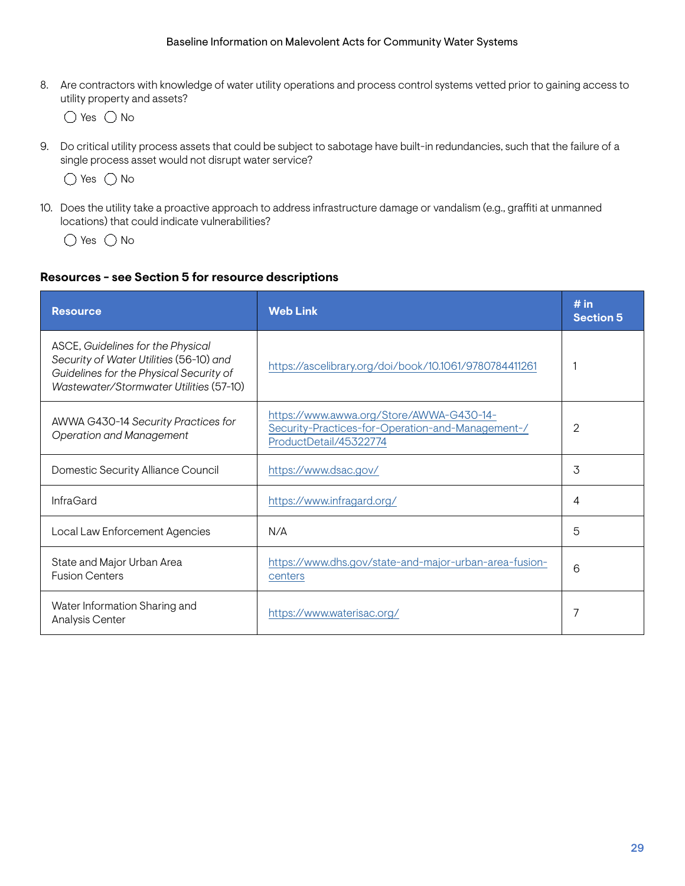8. Are contractors with knowledge of water utility operations and process control systems vetted prior to gaining access to utility property and assets?

   ◯ Yes ◯ No

9. Do critical utility process assets that could be subject to sabotage have built-in redundancies, such that the failure of a single process asset would not disrupt water service?

   ◯ Yes ◯ No

10. Does the utility take a proactive approach to address infrastructure damage or vandalism (e.g., graffiti at unmanned locations) that could indicate vulnerabilities?

    ◯ Yes ◯ No

### Resources - see Section 5 for resource descriptions

| Resource | Web Link | # in Section 5 |
|---|---|---|
| ASCE, *Guidelines for the Physical Security of Water Utilities* (56-10) *and Guidelines for the Physical Security of Wastewater/Stormwater Utilities* (57-10) | https://ascelibrary.org/doi/book/10.1061/9780784411261 | 1 |
| AWWA G430-14 *Security Practices for Operation and Management* | https://www.awwa.org/Store/AWWA-G430-14-Security-Practices-for-Operation-and-Management-/ProductDetail/45322774 | 2 |
| Domestic Security Alliance Council | https://www.dsac.gov/ | 3 |
| InfraGard | https://www.infragard.org/ | 4 |
| Local Law Enforcement Agencies | N/A | 5 |
| State and Major Urban Area Fusion Centers | https://www.dhs.gov/state-and-major-urban-area-fusion-centers | 6 |
| Water Information Sharing and Analysis Center | https://www.waterisac.org/ | 7 |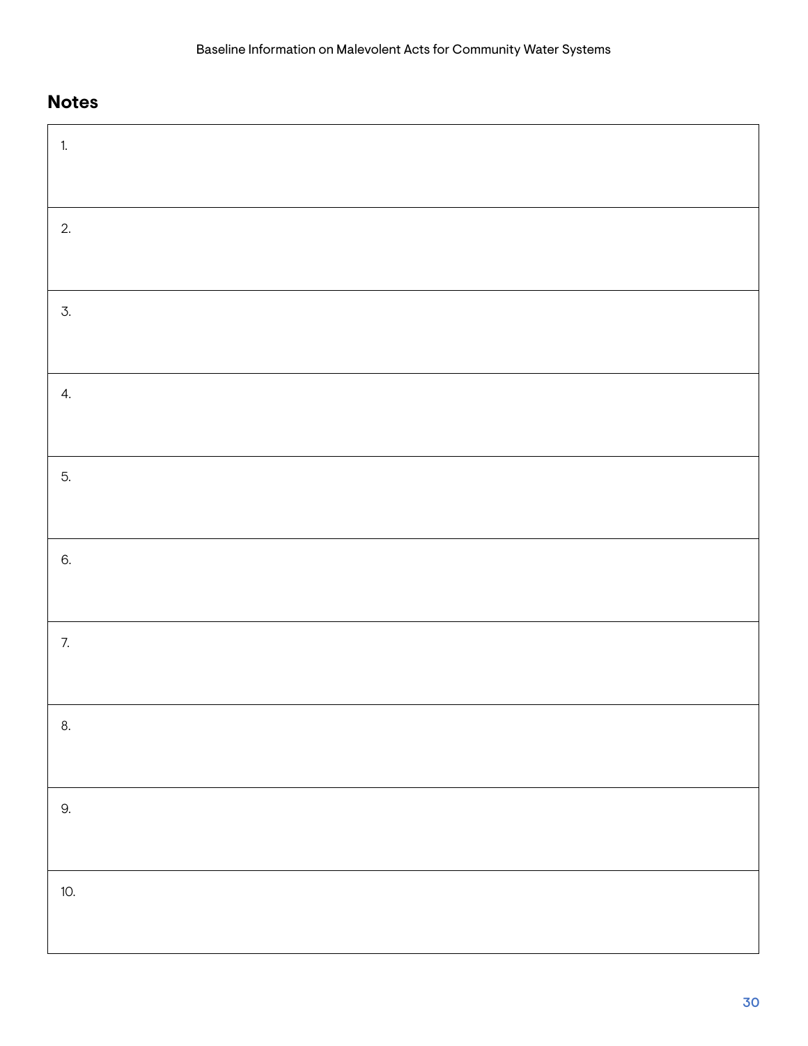## Notes

| |
|---|
| 1. |
| 2. |
| 3. |
| 4. |
| 5. |
| 6. |
| 7. |
| 8. |
| 9. |
| 10. |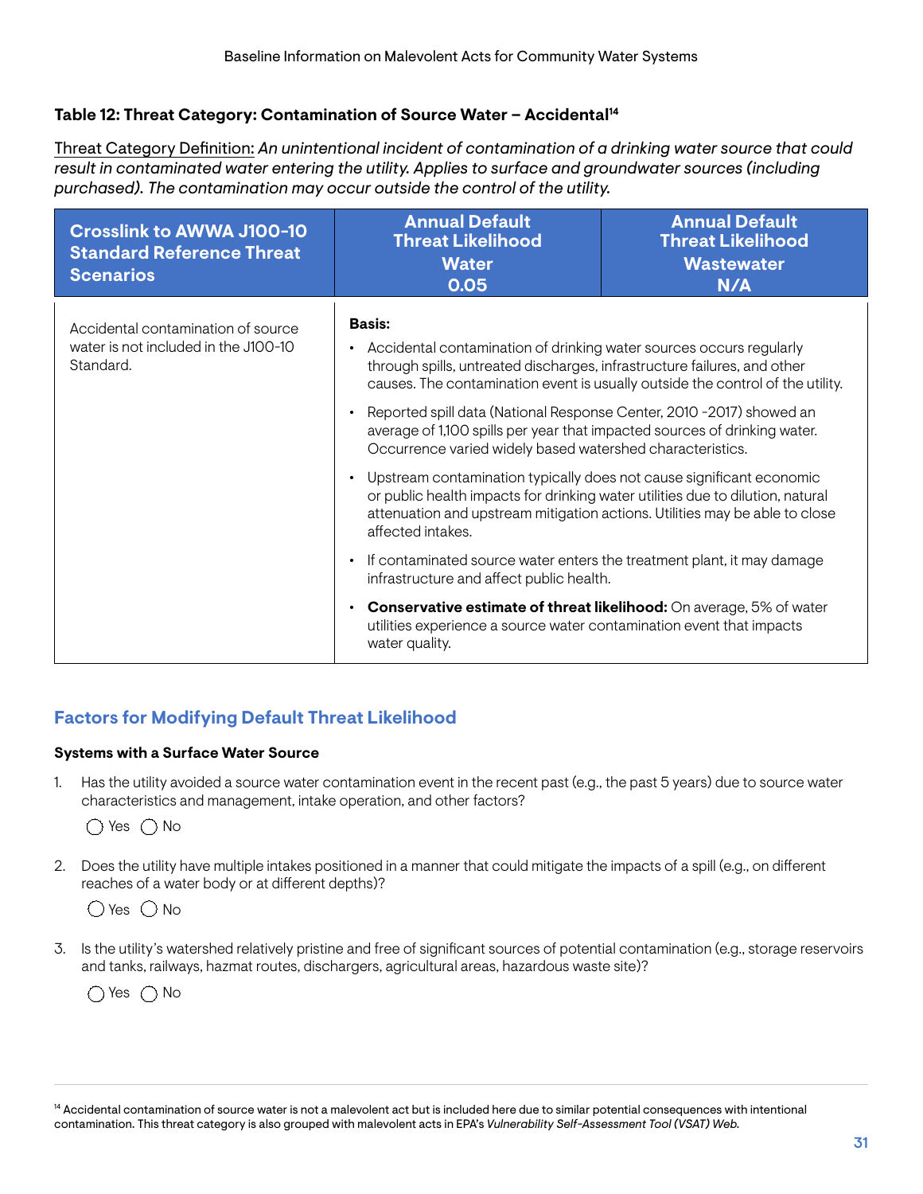**Table 12: Threat Category: Contamination of Source Water – Accidental[14]**

Threat Category Definition: *An unintentional incident of contamination of a drinking water source that could result in contaminated water entering the utility. Applies to surface and groundwater sources (including purchased). The contamination may occur outside the control of the utility.*

| Crosslink to AWWA J100-10 Standard Reference Threat Scenarios | Annual Default Threat Likelihood Water 0.05 | Annual Default Threat Likelihood Wastewater N/A |
|---|---|---|
| Accidental contamination of source water is not included in the J100-10 Standard. | **Basis:**<br>• Accidental contamination of drinking water sources occurs regularly through spills, untreated discharges, infrastructure failures, and other causes. The contamination event is usually outside the control of the utility.<br>• Reported spill data (National Response Center, 2010 -2017) showed an average of 1,100 spills per year that impacted sources of drinking water. Occurrence varied widely based watershed characteristics.<br>• Upstream contamination typically does not cause significant economic or public health impacts for drinking water utilities due to dilution, natural attenuation and upstream mitigation actions. Utilities may be able to close affected intakes.<br>• If contaminated source water enters the treatment plant, it may damage infrastructure and affect public health.<br>• **Conservative estimate of threat likelihood:** On average, 5% of water utilities experience a source water contamination event that impacts water quality. | |

## Factors for Modifying Default Threat Likelihood

**Systems with a Surface Water Source**

1. Has the utility avoided a source water contamination event in the recent past (e.g., the past 5 years) due to source water characteristics and management, intake operation, and other factors?

   ◯ Yes ◯ No

2. Does the utility have multiple intakes positioned in a manner that could mitigate the impacts of a spill (e.g., on different reaches of a water body or at different depths)?

   ◯ Yes ◯ No

3. Is the utility's watershed relatively pristine and free of significant sources of potential contamination (e.g., storage reservoirs and tanks, railways, hazmat routes, dischargers, agricultural areas, hazardous waste site)?

   ◯ Yes ◯ No

[14] Accidental contamination of source water is not a malevolent act but is included here due to similar potential consequences with intentional contamination. This threat category is also grouped with malevolent acts in EPA's *Vulnerability Self-Assessment Tool (VSAT) Web.*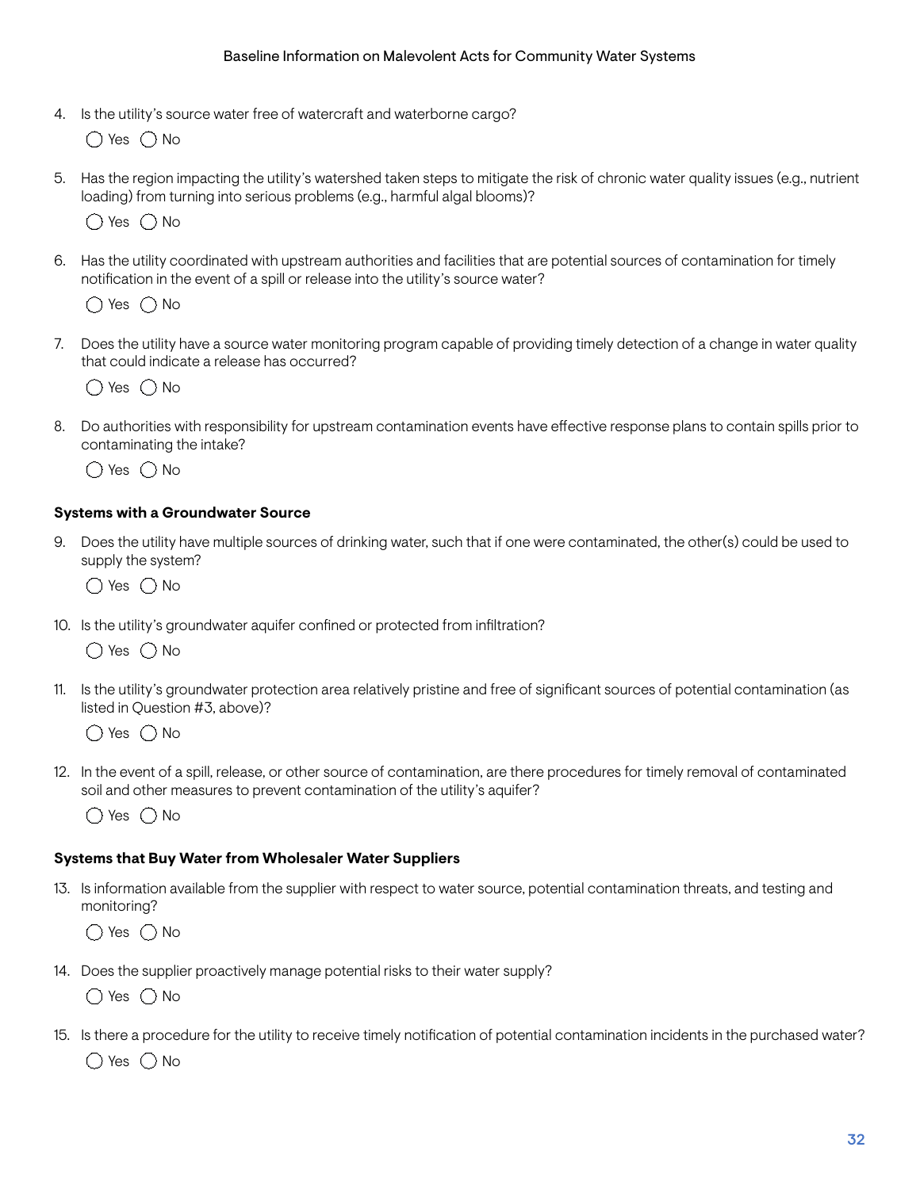4. Is the utility's source water free of watercraft and waterborne cargo?

   ◯ Yes ◯ No

5. Has the region impacting the utility's watershed taken steps to mitigate the risk of chronic water quality issues (e.g., nutrient loading) from turning into serious problems (e.g., harmful algal blooms)?

   ◯ Yes ◯ No

6. Has the utility coordinated with upstream authorities and facilities that are potential sources of contamination for timely notification in the event of a spill or release into the utility's source water?

   ◯ Yes ◯ No

7. Does the utility have a source water monitoring program capable of providing timely detection of a change in water quality that could indicate a release has occurred?

   ◯ Yes ◯ No

8. Do authorities with responsibility for upstream contamination events have effective response plans to contain spills prior to contaminating the intake?

   ◯ Yes ◯ No

**Systems with a Groundwater Source**

9. Does the utility have multiple sources of drinking water, such that if one were contaminated, the other(s) could be used to supply the system?

   ◯ Yes ◯ No

10. Is the utility's groundwater aquifer confined or protected from infiltration?

    ◯ Yes ◯ No

11. Is the utility's groundwater protection area relatively pristine and free of significant sources of potential contamination (as listed in Question #3, above)?

    ◯ Yes ◯ No

12. In the event of a spill, release, or other source of contamination, are there procedures for timely removal of contaminated soil and other measures to prevent contamination of the utility's aquifer?

    ◯ Yes ◯ No

**Systems that Buy Water from Wholesaler Water Suppliers**

13. Is information available from the supplier with respect to water source, potential contamination threats, and testing and monitoring?

    ◯ Yes ◯ No

14. Does the supplier proactively manage potential risks to their water supply?

    ◯ Yes ◯ No

15. Is there a procedure for the utility to receive timely notification of potential contamination incidents in the purchased water?

    ◯ Yes ◯ No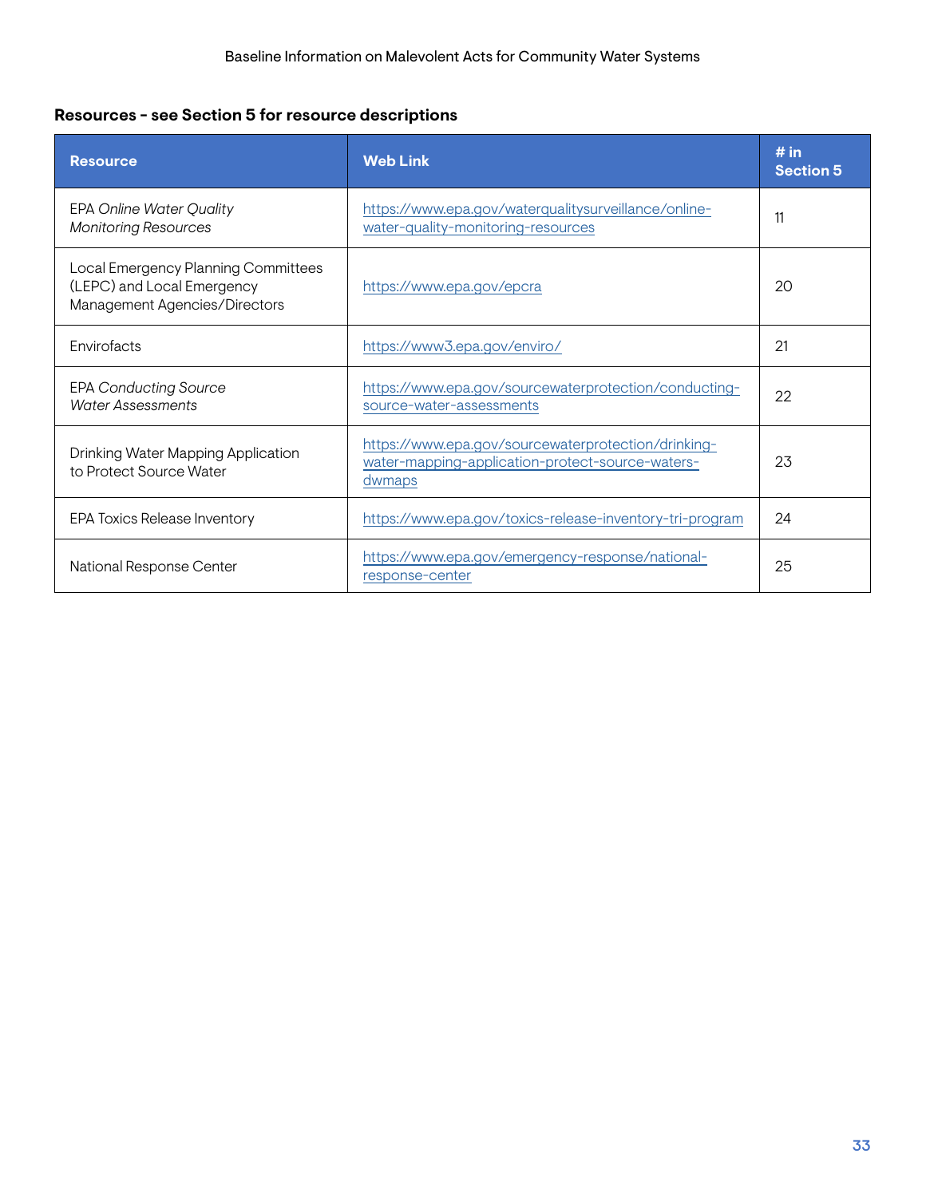**Resources - see Section 5 for resource descriptions**

| Resource | Web Link | # in Section 5 |
|---|---|---|
| EPA *Online Water Quality Monitoring Resources* | https://www.epa.gov/waterqualitysurveillance/online-water-quality-monitoring-resources | 11 |
| Local Emergency Planning Committees (LEPC) and Local Emergency Management Agencies/Directors | https://www.epa.gov/epcra | 20 |
| Envirofacts | https://www3.epa.gov/enviro/ | 21 |
| EPA *Conducting Source Water Assessments* | https://www.epa.gov/sourcewaterprotection/conducting-source-water-assessments | 22 |
| Drinking Water Mapping Application to Protect Source Water | https://www.epa.gov/sourcewaterprotection/drinking-water-mapping-application-protect-source-waters-dwmaps | 23 |
| EPA Toxics Release Inventory | https://www.epa.gov/toxics-release-inventory-tri-program | 24 |
| National Response Center | https://www.epa.gov/emergency-response/national-response-center | 25 |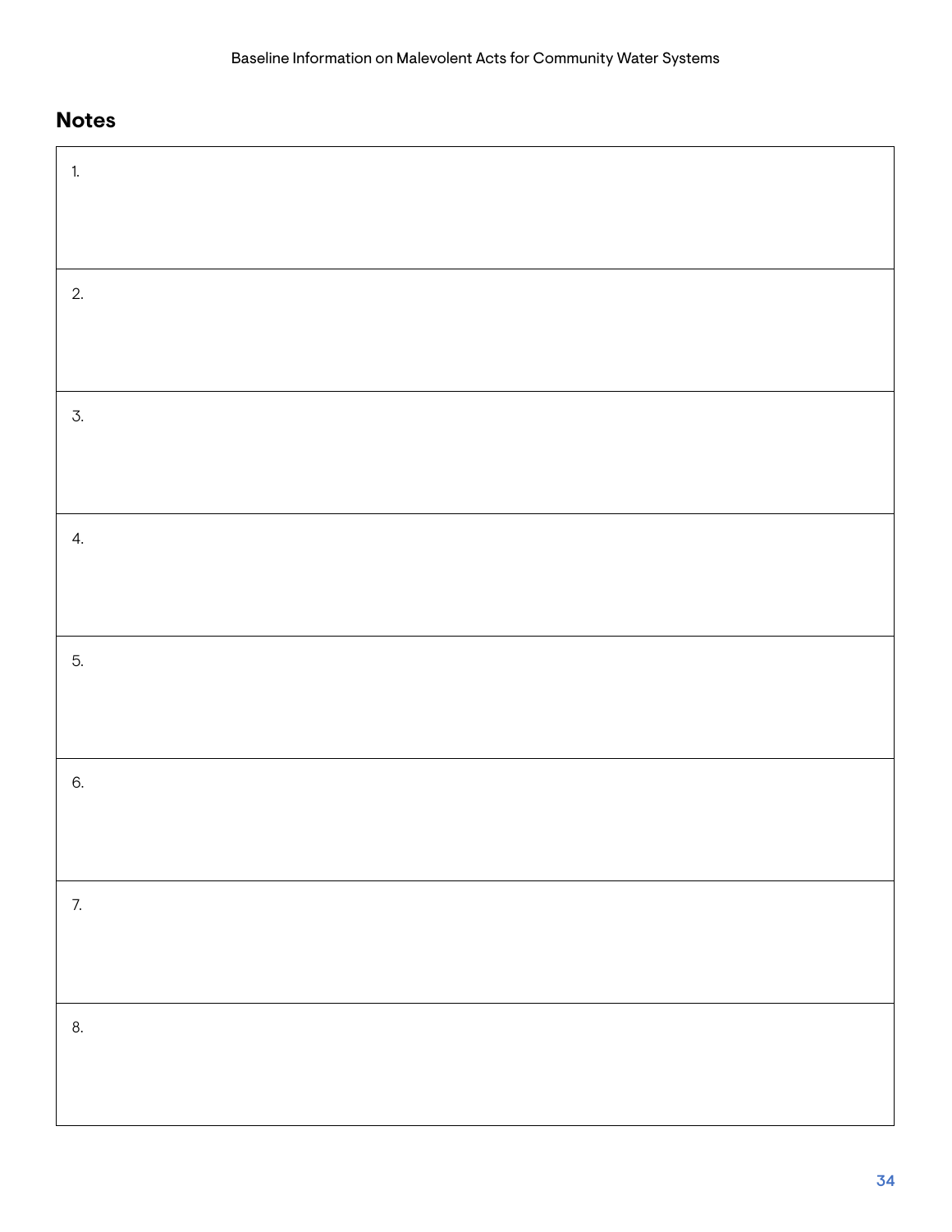## Notes

| 1. |
|---|
| 2. |
| 3. |
| 4. |
| 5. |
| 6. |
| 7. |
| 8. |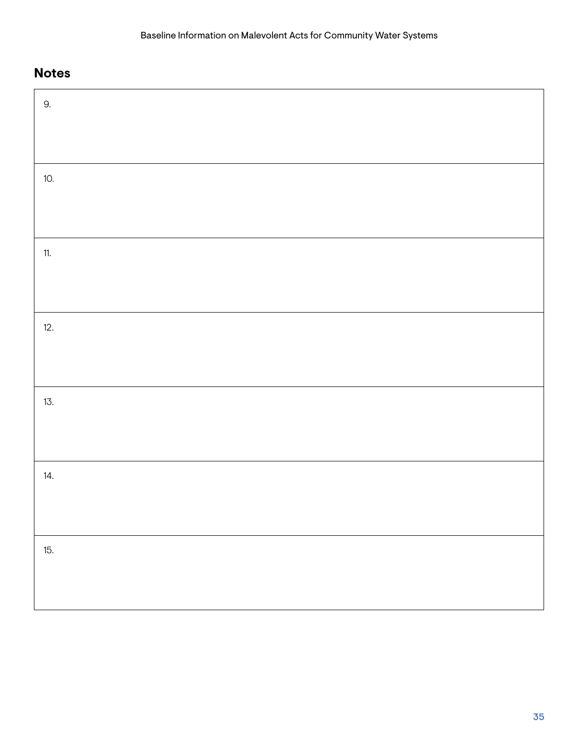## Notes

| 9. |
|---|
| 10. |
| 11. |
| 12. |
| 13. |
| 14. |
| 15. |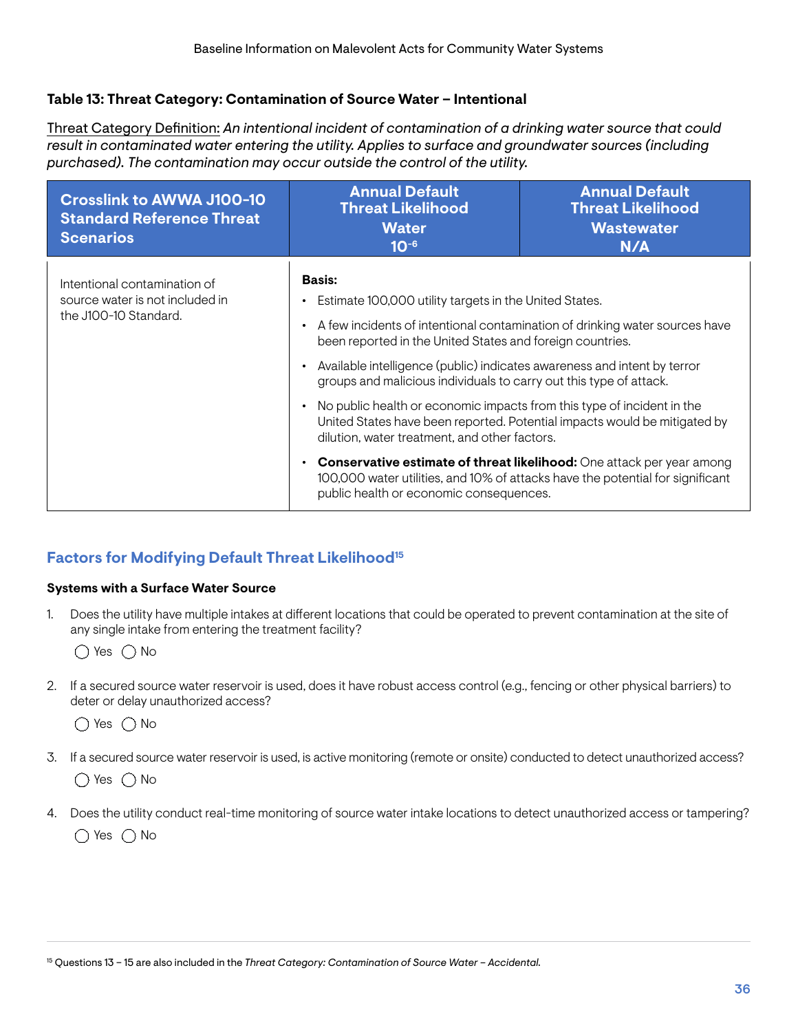**Table 13: Threat Category: Contamination of Source Water – Intentional**

Threat Category Definition: *An intentional incident of contamination of a drinking water source that could result in contaminated water entering the utility. Applies to surface and groundwater sources (including purchased). The contamination may occur outside the control of the utility.*

| Crosslink to AWWA J100-10 Standard Reference Threat Scenarios | Annual Default Threat Likelihood Water $10^{-6}$ | Annual Default Threat Likelihood Wastewater N/A |
|---|---|---|
| Intentional contamination of source water is not included in the J100-10 Standard. | **Basis:**<br>• Estimate 100,000 utility targets in the United States.<br>• A few incidents of intentional contamination of drinking water sources have been reported in the United States and foreign countries.<br>• Available intelligence (public) indicates awareness and intent by terror groups and malicious individuals to carry out this type of attack.<br>• No public health or economic impacts from this type of incident in the United States have been reported. Potential impacts would be mitigated by dilution, water treatment, and other factors.<br>• **Conservative estimate of threat likelihood:** One attack per year among 100,000 water utilities, and 10% of attacks have the potential for significant public health or economic consequences. | |

## Factors for Modifying Default Threat Likelihood[15]

**Systems with a Surface Water Source**

1. Does the utility have multiple intakes at different locations that could be operated to prevent contamination at the site of any single intake from entering the treatment facility?

   ◯ Yes ◯ No

2. If a secured source water reservoir is used, does it have robust access control (e.g., fencing or other physical barriers) to deter or delay unauthorized access?

   ◯ Yes ◯ No

3. If a secured source water reservoir is used, is active monitoring (remote or onsite) conducted to detect unauthorized access?

   ◯ Yes ◯ No

4. Does the utility conduct real-time monitoring of source water intake locations to detect unauthorized access or tampering?

   ◯ Yes ◯ No

[15] Questions 13 – 15 are also included in the *Threat Category: Contamination of Source Water – Accidental.*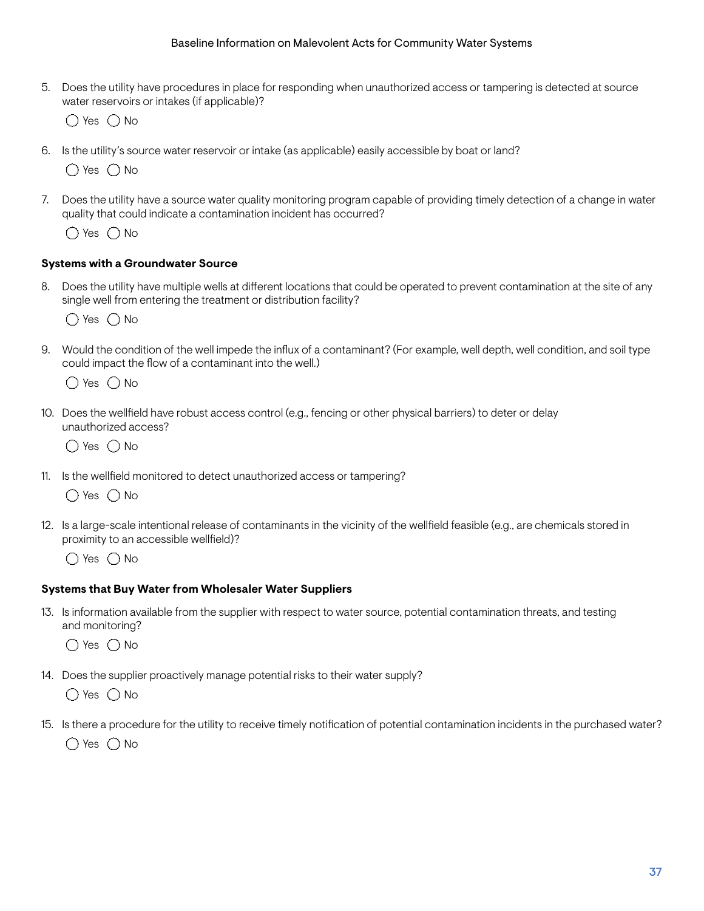5. Does the utility have procedures in place for responding when unauthorized access or tampering is detected at source water reservoirs or intakes (if applicable)?

   ◯ Yes ◯ No

6. Is the utility's source water reservoir or intake (as applicable) easily accessible by boat or land?

   ◯ Yes ◯ No

7. Does the utility have a source water quality monitoring program capable of providing timely detection of a change in water quality that could indicate a contamination incident has occurred?

   ◯ Yes ◯ No

**Systems with a Groundwater Source**

8. Does the utility have multiple wells at different locations that could be operated to prevent contamination at the site of any single well from entering the treatment or distribution facility?

   ◯ Yes ◯ No

9. Would the condition of the well impede the influx of a contaminant? (For example, well depth, well condition, and soil type could impact the flow of a contaminant into the well.)

   ◯ Yes ◯ No

10. Does the wellfield have robust access control (e.g., fencing or other physical barriers) to deter or delay unauthorized access?

    ◯ Yes ◯ No

11. Is the wellfield monitored to detect unauthorized access or tampering?

    ◯ Yes ◯ No

12. Is a large-scale intentional release of contaminants in the vicinity of the wellfield feasible (e.g., are chemicals stored in proximity to an accessible wellfield)?

    ◯ Yes ◯ No

**Systems that Buy Water from Wholesaler Water Suppliers**

13. Is information available from the supplier with respect to water source, potential contamination threats, and testing and monitoring?

    ◯ Yes ◯ No

14. Does the supplier proactively manage potential risks to their water supply?

    ◯ Yes ◯ No

15. Is there a procedure for the utility to receive timely notification of potential contamination incidents in the purchased water?

    ◯ Yes ◯ No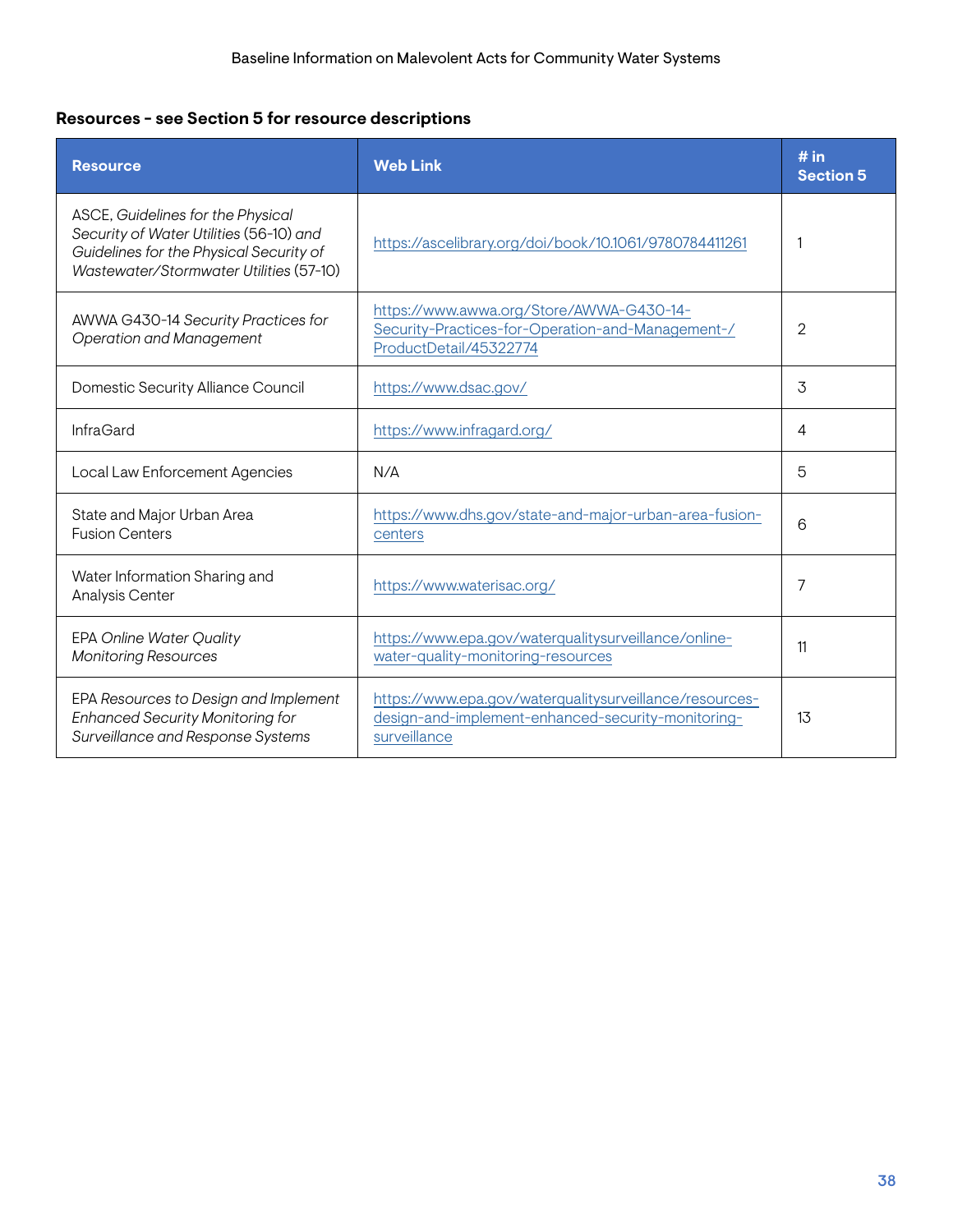**Resources - see Section 5 for resource descriptions**

| Resource | Web Link | # in Section 5 |
|---|---|---|
| ASCE, *Guidelines for the Physical Security of Water Utilities* (56-10) *and Guidelines for the Physical Security of Wastewater/Stormwater Utilities* (57-10) | https://ascelibrary.org/doi/book/10.1061/9780784411261 | 1 |
| AWWA G430-14 *Security Practices for Operation and Management* | https://www.awwa.org/Store/AWWA-G430-14-Security-Practices-for-Operation-and-Management-/ProductDetail/45322774 | 2 |
| Domestic Security Alliance Council | https://www.dsac.gov/ | 3 |
| InfraGard | https://www.infragard.org/ | 4 |
| Local Law Enforcement Agencies | N/A | 5 |
| State and Major Urban Area Fusion Centers | https://www.dhs.gov/state-and-major-urban-area-fusion-centers | 6 |
| Water Information Sharing and Analysis Center | https://www.waterisac.org/ | 7 |
| EPA *Online Water Quality Monitoring Resources* | https://www.epa.gov/waterqualitysurveillance/online-water-quality-monitoring-resources | 11 |
| EPA *Resources to Design and Implement Enhanced Security Monitoring for Surveillance and Response Systems* | https://www.epa.gov/waterqualitysurveillance/resources-design-and-implement-enhanced-security-monitoring-surveillance | 13 |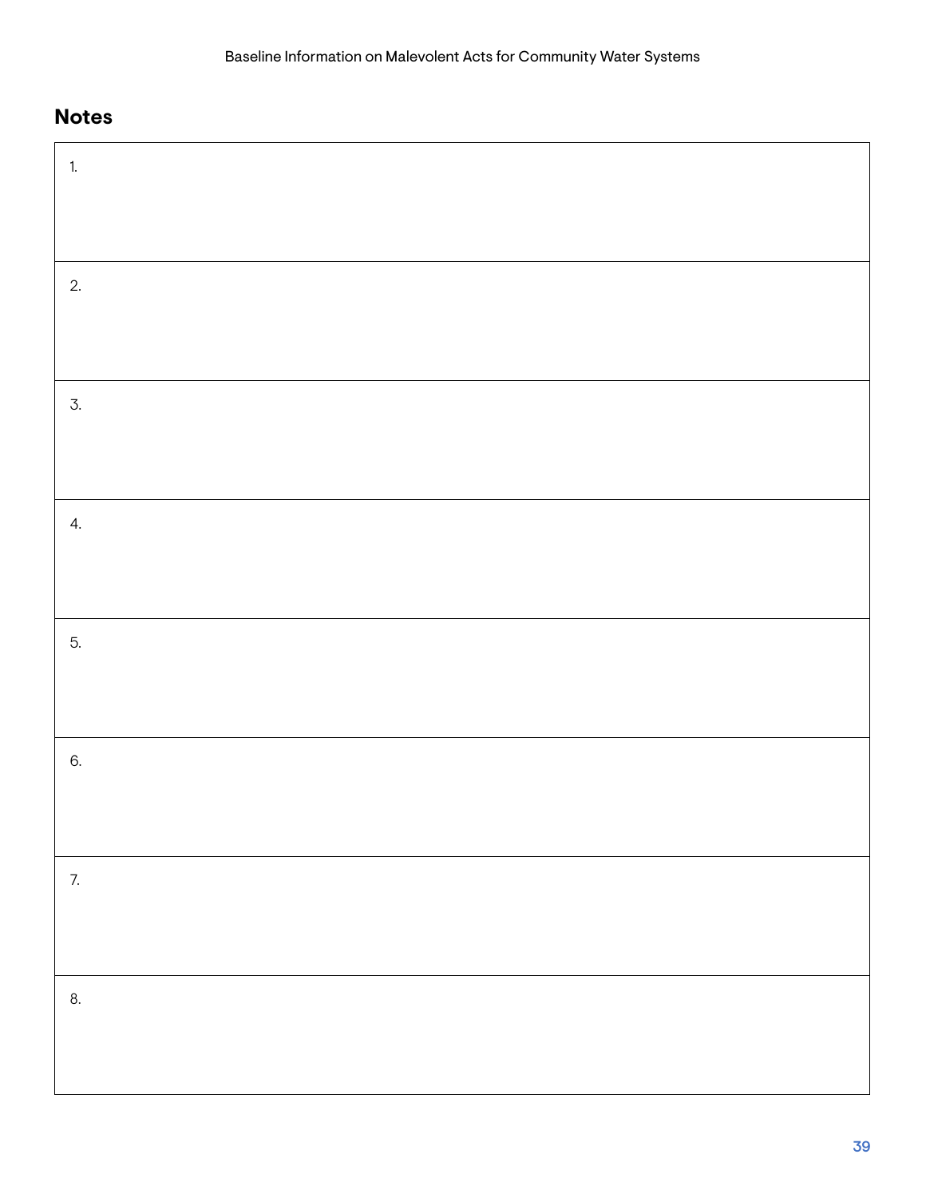## Notes

| |
|---|
| 1. |
| 2. |
| 3. |
| 4. |
| 5. |
| 6. |
| 7. |
| 8. |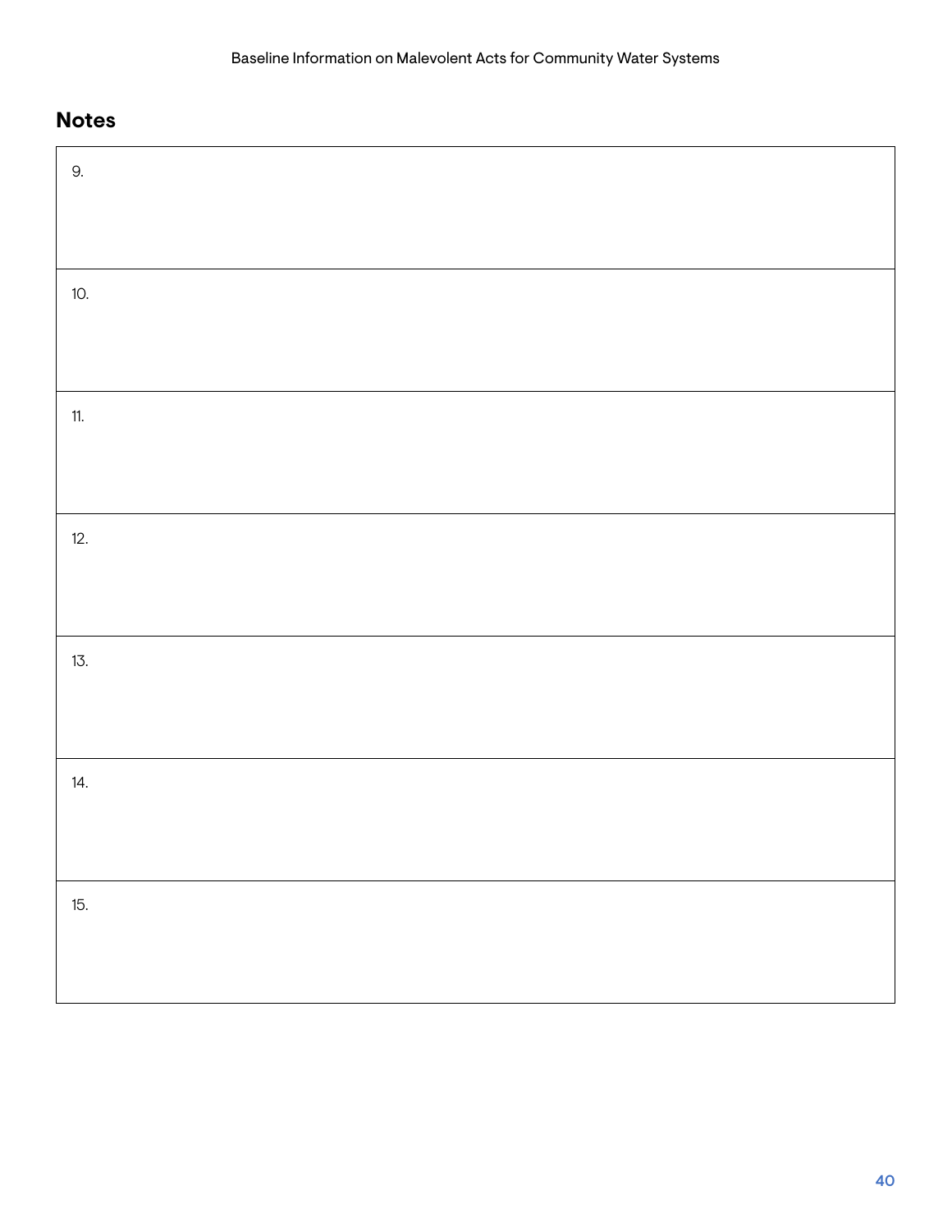## Notes

| 9. |
|---|
| 10. |
| 11. |
| 12. |
| 13. |
| 14. |
| 15. |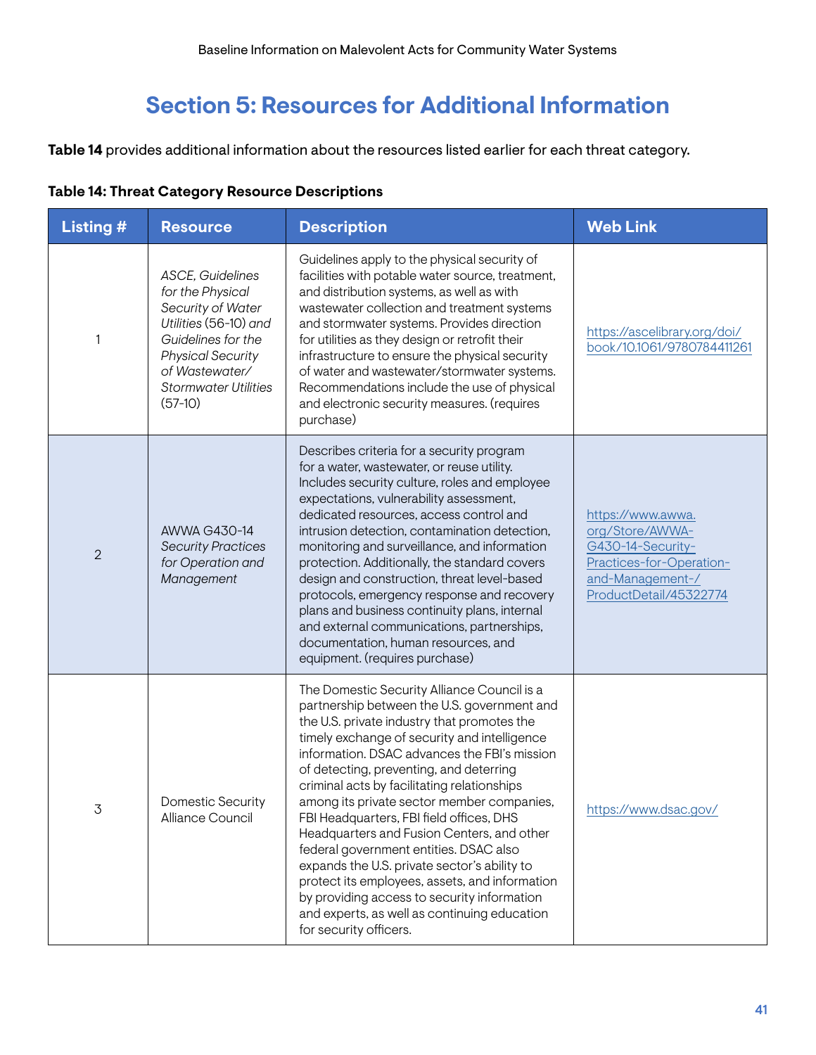# Section 5: Resources for Additional Information

**Table 14** provides additional information about the resources listed earlier for each threat category.

**Table 14: Threat Category Resource Descriptions**

| Listing # | Resource | Description | Web Link |
|---|---|---|---|
| 1 | *ASCE, Guidelines for the Physical Security of Water Utilities* (56-10) *and Guidelines for the Physical Security of Wastewater/ Stormwater Utilities* (57-10) | Guidelines apply to the physical security of facilities with potable water source, treatment, and distribution systems, as well as with wastewater collection and treatment systems and stormwater systems. Provides direction for utilities as they design or retrofit their infrastructure to ensure the physical security of water and wastewater/stormwater systems. Recommendations include the use of physical and electronic security measures. (requires purchase) | https://ascelibrary.org/doi/book/10.1061/9780784411261 |
| 2 | AWWA G430-14 *Security Practices for Operation and Management* | Describes criteria for a security program for a water, wastewater, or reuse utility. Includes security culture, roles and employee expectations, vulnerability assessment, dedicated resources, access control and intrusion detection, contamination detection, monitoring and surveillance, and information protection. Additionally, the standard covers design and construction, threat level-based protocols, emergency response and recovery plans and business continuity plans, internal and external communications, partnerships, documentation, human resources, and equipment. (requires purchase) | https://www.awwa.org/Store/AWWA-G430-14-Security-Practices-for-Operation-and-Management-/ProductDetail/45322774 |
| 3 | Domestic Security Alliance Council | The Domestic Security Alliance Council is a partnership between the U.S. government and the U.S. private industry that promotes the timely exchange of security and intelligence information. DSAC advances the FBI's mission of detecting, preventing, and deterring criminal acts by facilitating relationships among its private sector member companies, FBI Headquarters, FBI field offices, DHS Headquarters and Fusion Centers, and other federal government entities. DSAC also expands the U.S. private sector's ability to protect its employees, assets, and information by providing access to security information and experts, as well as continuing education for security officers. | https://www.dsac.gov/ |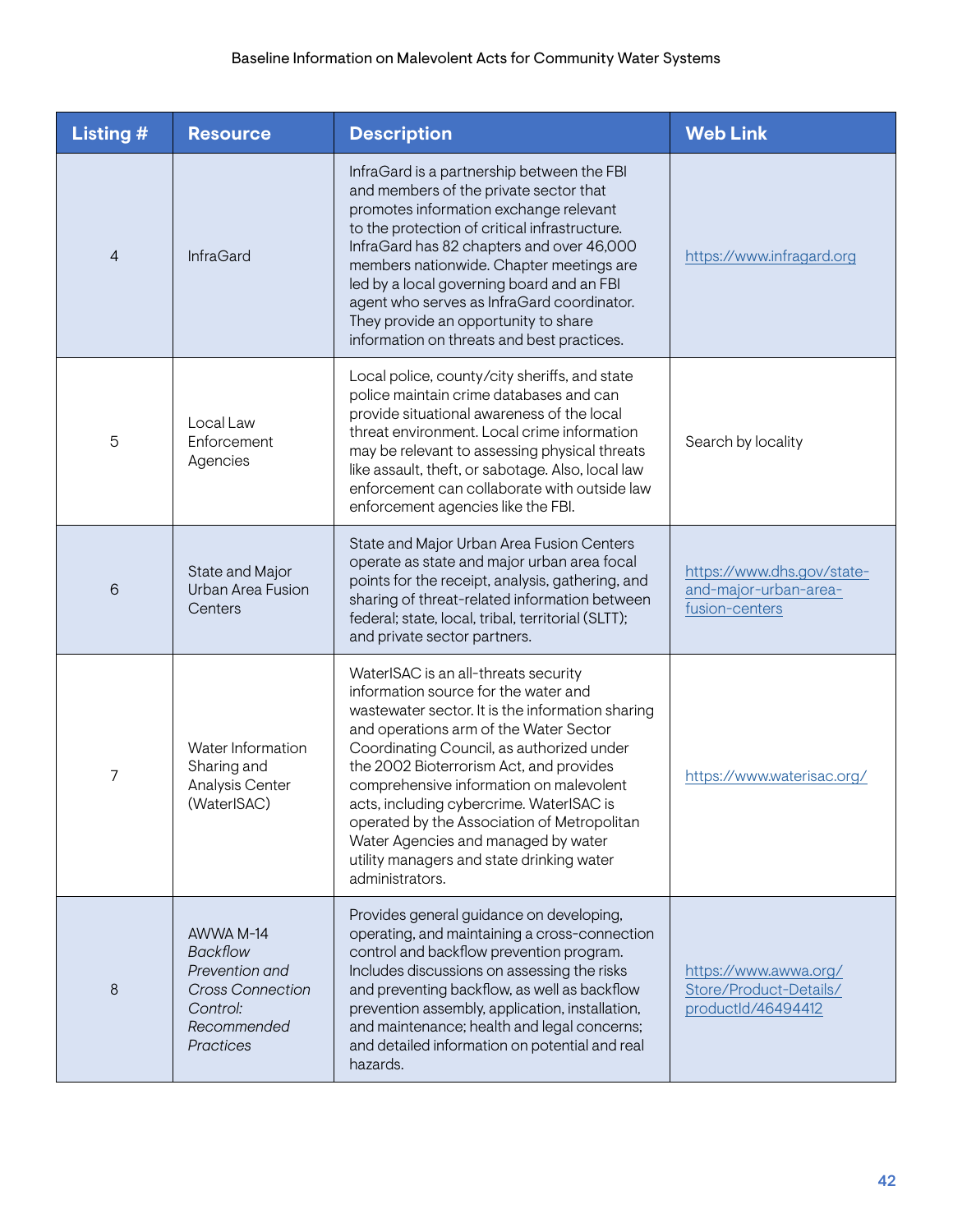| Listing # | Resource | Description | Web Link |
|---|---|---|---|
| 4 | InfraGard | InfraGard is a partnership between the FBI and members of the private sector that promotes information exchange relevant to the protection of critical infrastructure. InfraGard has 82 chapters and over 46,000 members nationwide. Chapter meetings are led by a local governing board and an FBI agent who serves as InfraGard coordinator. They provide an opportunity to share information on threats and best practices. | https://www.infragard.org |
| 5 | Local Law Enforcement Agencies | Local police, county/city sheriffs, and state police maintain crime databases and can provide situational awareness of the local threat environment. Local crime information may be relevant to assessing physical threats like assault, theft, or sabotage. Also, local law enforcement can collaborate with outside law enforcement agencies like the FBI. | Search by locality |
| 6 | State and Major Urban Area Fusion Centers | State and Major Urban Area Fusion Centers operate as state and major urban area focal points for the receipt, analysis, gathering, and sharing of threat-related information between federal; state, local, tribal, territorial (SLTT); and private sector partners. | https://www.dhs.gov/state-and-major-urban-area-fusion-centers |
| 7 | Water Information Sharing and Analysis Center (WaterISAC) | WaterISAC is an all-threats security information source for the water and wastewater sector. It is the information sharing and operations arm of the Water Sector Coordinating Council, as authorized under the 2002 Bioterrorism Act, and provides comprehensive information on malevolent acts, including cybercrime. WaterISAC is operated by the Association of Metropolitan Water Agencies and managed by water utility managers and state drinking water administrators. | https://www.waterisac.org/ |
| 8 | AWWA M-14 *Backflow Prevention and Cross Connection Control: Recommended Practices* | Provides general guidance on developing, operating, and maintaining a cross-connection control and backflow prevention program. Includes discussions on assessing the risks and preventing backflow, as well as backflow prevention assembly, application, installation, and maintenance; health and legal concerns; and detailed information on potential and real hazards. | https://www.awwa.org/Store/Product-Details/productId/46494412 |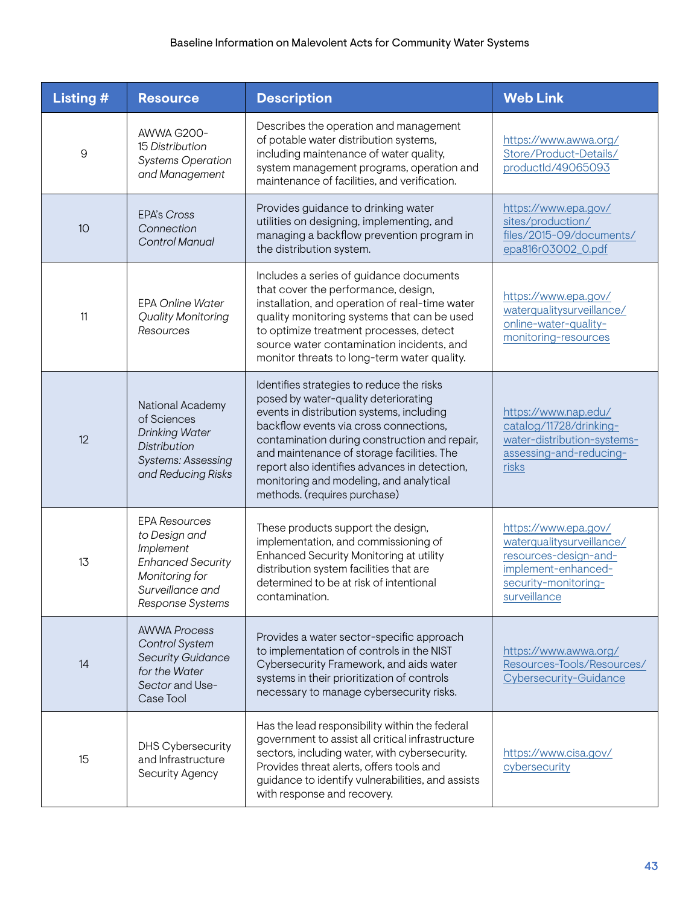| Listing # | Resource | Description | Web Link |
|---|---|---|---|
| 9 | AWWA G200-15 *Distribution Systems Operation and Management* | Describes the operation and management of potable water distribution systems, including maintenance of water quality, system management programs, operation and maintenance of facilities, and verification. | https://www.awwa.org/Store/Product-Details/productId/49065093 |
| 10 | EPA's *Cross Connection Control Manual* | Provides guidance to drinking water utilities on designing, implementing, and managing a backflow prevention program in the distribution system. | https://www.epa.gov/sites/production/files/2015-09/documents/epa816r03002_0.pdf |
| 11 | EPA *Online Water Quality Monitoring Resources* | Includes a series of guidance documents that cover the performance, design, installation, and operation of real-time water quality monitoring systems that can be used to optimize treatment processes, detect source water contamination incidents, and monitor threats to long-term water quality. | https://www.epa.gov/waterqualitysurveillance/online-water-quality-monitoring-resources |
| 12 | National Academy of Sciences *Drinking Water Distribution Systems: Assessing and Reducing Risks* | Identifies strategies to reduce the risks posed by water-quality deteriorating events in distribution systems, including backflow events via cross connections, contamination during construction and repair, and maintenance of storage facilities. The report also identifies advances in detection, monitoring and modeling, and analytical methods. (requires purchase) | https://www.nap.edu/catalog/11728/drinking-water-distribution-systems-assessing-and-reducing-risks |
| 13 | EPA *Resources to Design and Implement Enhanced Security Monitoring for Surveillance and Response Systems* | These products support the design, implementation, and commissioning of Enhanced Security Monitoring at utility distribution system facilities that are determined to be at risk of intentional contamination. | https://www.epa.gov/waterqualitysurveillance/resources-design-and-implement-enhanced-security-monitoring-surveillance |
| 14 | AWWA *Process Control System Security Guidance for the Water Sector* and Use-Case Tool | Provides a water sector-specific approach to implementation of controls in the NIST Cybersecurity Framework, and aids water systems in their prioritization of controls necessary to manage cybersecurity risks. | https://www.awwa.org/Resources-Tools/Resources/Cybersecurity-Guidance |
| 15 | DHS Cybersecurity and Infrastructure Security Agency | Has the lead responsibility within the federal government to assist all critical infrastructure sectors, including water, with cybersecurity. Provides threat alerts, offers tools and guidance to identify vulnerabilities, and assists with response and recovery. | https://www.cisa.gov/cybersecurity |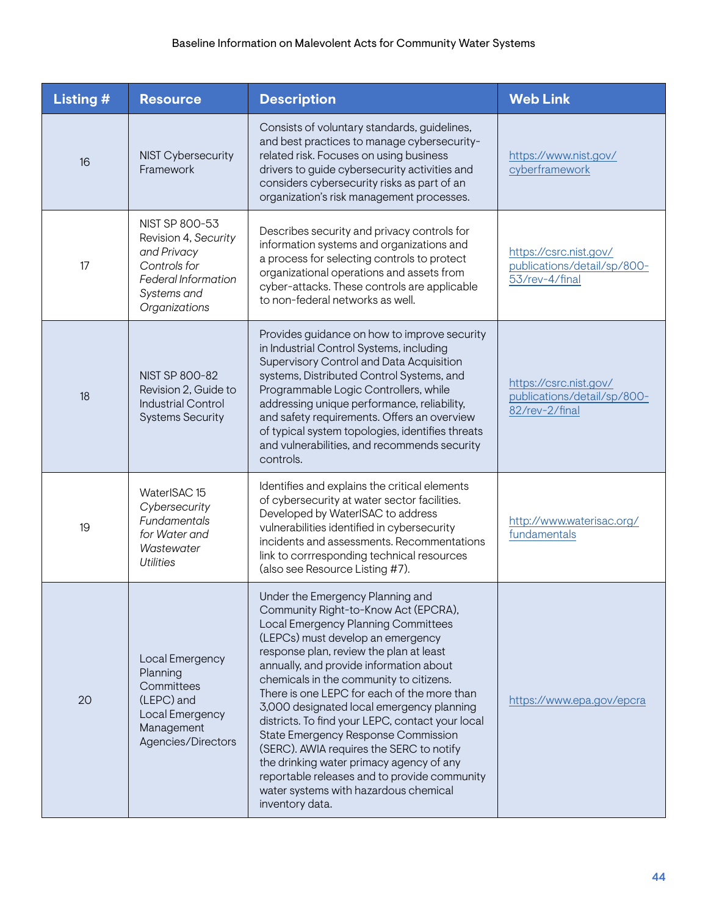| Listing # | Resource | Description | Web Link |
|---|---|---|---|
| 16 | NIST Cybersecurity Framework | Consists of voluntary standards, guidelines, and best practices to manage cybersecurity-related risk. Focuses on using business drivers to guide cybersecurity activities and considers cybersecurity risks as part of an organization's risk management processes. | https://www.nist.gov/cyberframework |
| 17 | NIST SP 800-53 Revision 4, *Security and Privacy Controls for Federal Information Systems and Organizations* | Describes security and privacy controls for information systems and organizations and a process for selecting controls to protect organizational operations and assets from cyber-attacks. These controls are applicable to non-federal networks as well. | https://csrc.nist.gov/publications/detail/sp/800-53/rev-4/final |
| 18 | NIST SP 800-82 Revision 2, Guide to Industrial Control Systems Security | Provides guidance on how to improve security in Industrial Control Systems, including Supervisory Control and Data Acquisition systems, Distributed Control Systems, and Programmable Logic Controllers, while addressing unique performance, reliability, and safety requirements. Offers an overview of typical system topologies, identifies threats and vulnerabilities, and recommends security controls. | https://csrc.nist.gov/publications/detail/sp/800-82/rev-2/final |
| 19 | WaterISAC 15 *Cybersecurity Fundamentals for Water and Wastewater Utilities* | Identifies and explains the critical elements of cybersecurity at water sector facilities. Developed by WaterISAC to address vulnerabilities identified in cybersecurity incidents and assessments. Recommentations link to corrresponding technical resources (also see Resource Listing #7). | http://www.waterisac.org/fundamentals |
| 20 | Local Emergency Planning Committees (LEPC) and Local Emergency Management Agencies/Directors | Under the Emergency Planning and Community Right-to-Know Act (EPCRA), Local Emergency Planning Committees (LEPCs) must develop an emergency response plan, review the plan at least annually, and provide information about chemicals in the community to citizens. There is one LEPC for each of the more than 3,000 designated local emergency planning districts. To find your LEPC, contact your local State Emergency Response Commission (SERC). AWIA requires the SERC to notify the drinking water primacy agency of any reportable releases and to provide community water systems with hazardous chemical inventory data. | https://www.epa.gov/epcra |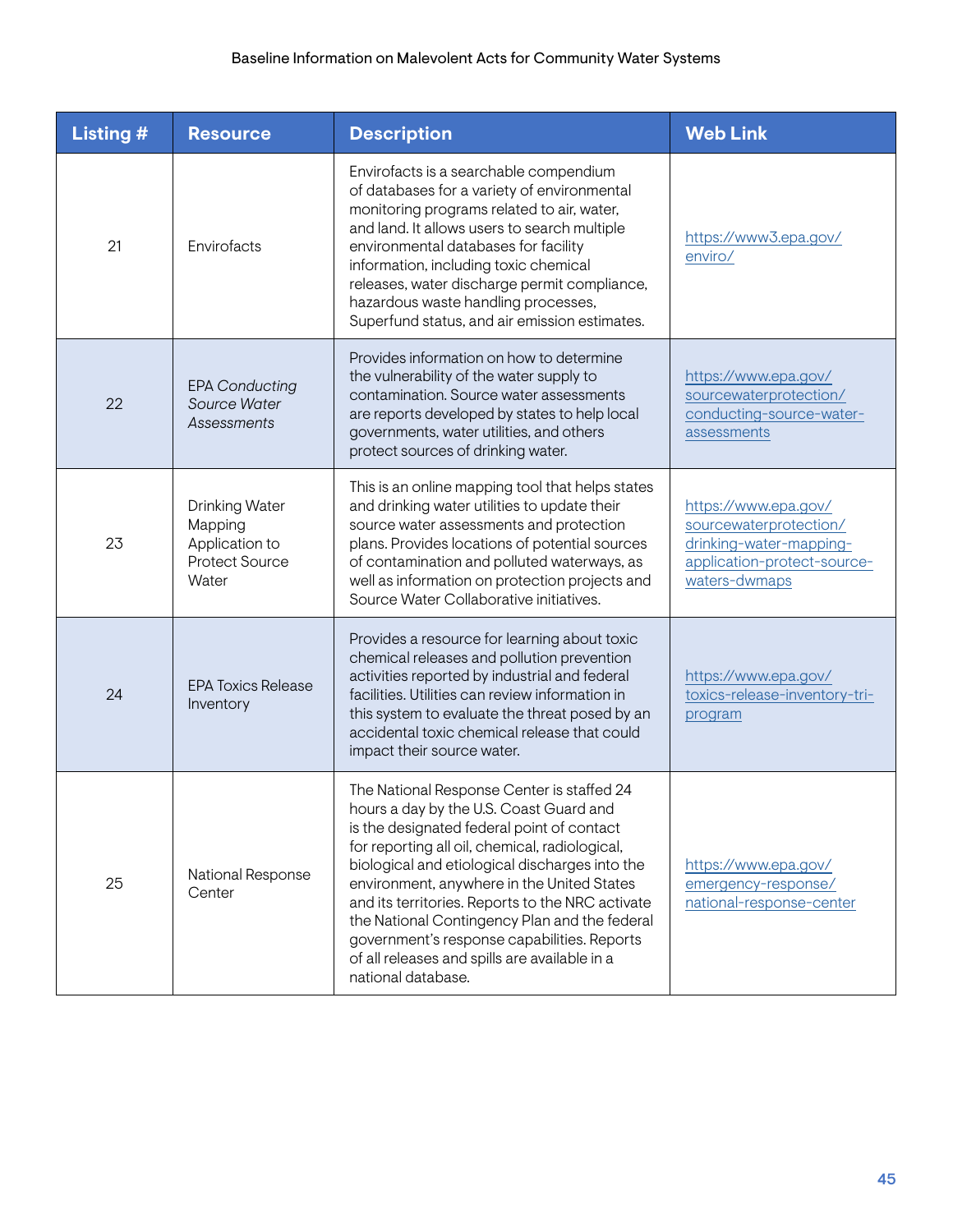| Listing # | Resource | Description | Web Link |
|---|---|---|---|
| 21 | Envirofacts | Envirofacts is a searchable compendium of databases for a variety of environmental monitoring programs related to air, water, and land. It allows users to search multiple environmental databases for facility information, including toxic chemical releases, water discharge permit compliance, hazardous waste handling processes, Superfund status, and air emission estimates. | https://www3.epa.gov/enviro/ |
| 22 | EPA *Conducting Source Water Assessments* | Provides information on how to determine the vulnerability of the water supply to contamination. Source water assessments are reports developed by states to help local governments, water utilities, and others protect sources of drinking water. | https://www.epa.gov/sourcewaterprotection/conducting-source-water-assessments |
| 23 | Drinking Water Mapping Application to Protect Source Water | This is an online mapping tool that helps states and drinking water utilities to update their source water assessments and protection plans. Provides locations of potential sources of contamination and polluted waterways, as well as information on protection projects and Source Water Collaborative initiatives. | https://www.epa.gov/sourcewaterprotection/drinking-water-mapping-application-protect-source-waters-dwmaps |
| 24 | EPA Toxics Release Inventory | Provides a resource for learning about toxic chemical releases and pollution prevention activities reported by industrial and federal facilities. Utilities can review information in this system to evaluate the threat posed by an accidental toxic chemical release that could impact their source water. | https://www.epa.gov/toxics-release-inventory-tri-program |
| 25 | National Response Center | The National Response Center is staffed 24 hours a day by the U.S. Coast Guard and is the designated federal point of contact for reporting all oil, chemical, radiological, biological and etiological discharges into the environment, anywhere in the United States and its territories. Reports to the NRC activate the National Contingency Plan and the federal government's response capabilities. Reports of all releases and spills are available in a national database. | https://www.epa.gov/emergency-response/national-response-center |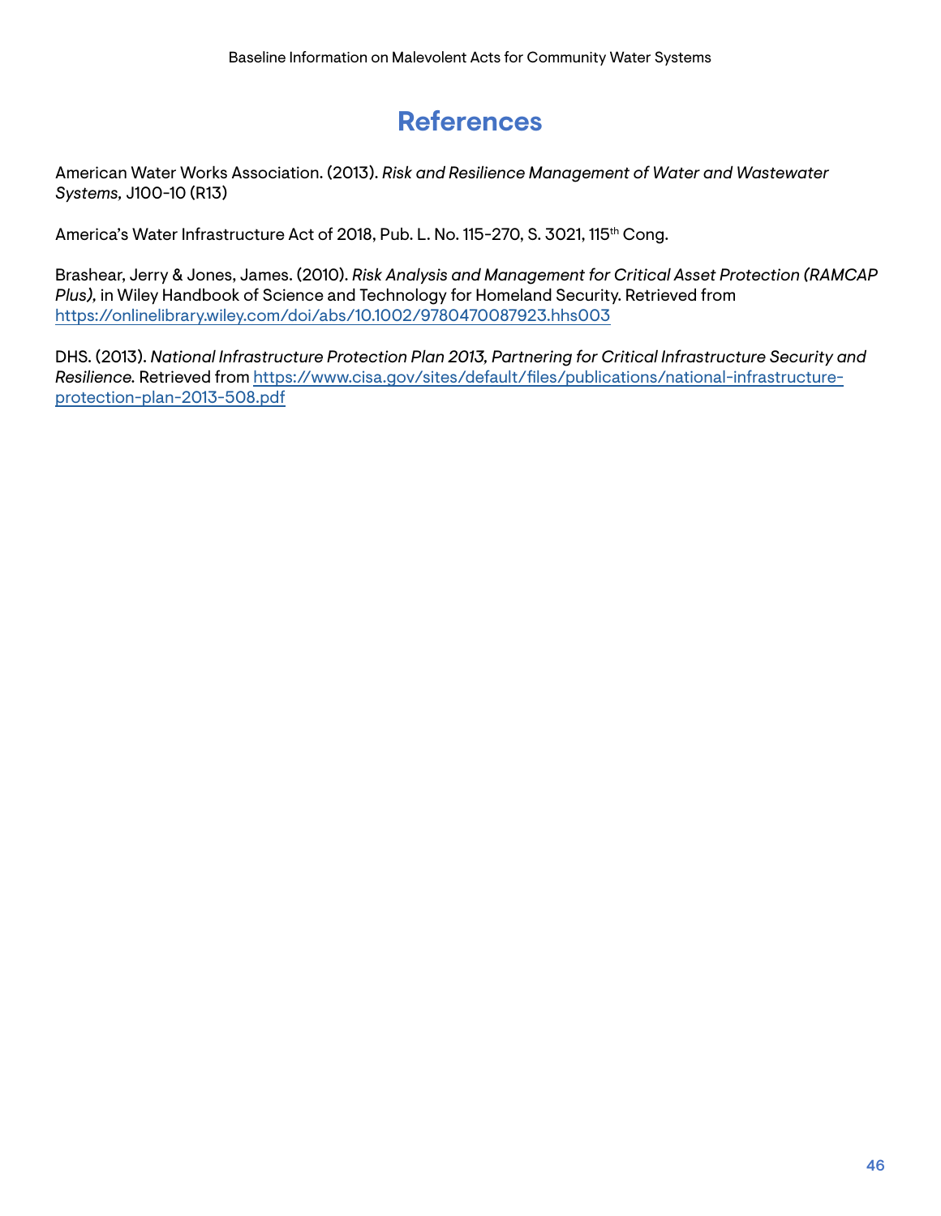# References

American Water Works Association. (2013). *Risk and Resilience Management of Water and Wastewater Systems,* J100-10 (R13)

America's Water Infrastructure Act of 2018, Pub. L. No. 115-270, S. 3021, 115th Cong.

Brashear, Jerry & Jones, James. (2010). *Risk Analysis and Management for Critical Asset Protection (RAMCAP Plus),* in Wiley Handbook of Science and Technology for Homeland Security. Retrieved from https://onlinelibrary.wiley.com/doi/abs/10.1002/9780470087923.hhs003

DHS. (2013). *National Infrastructure Protection Plan 2013, Partnering for Critical Infrastructure Security and Resilience.* Retrieved from https://www.cisa.gov/sites/default/files/publications/national-infrastructure-protection-plan-2013-508.pdf